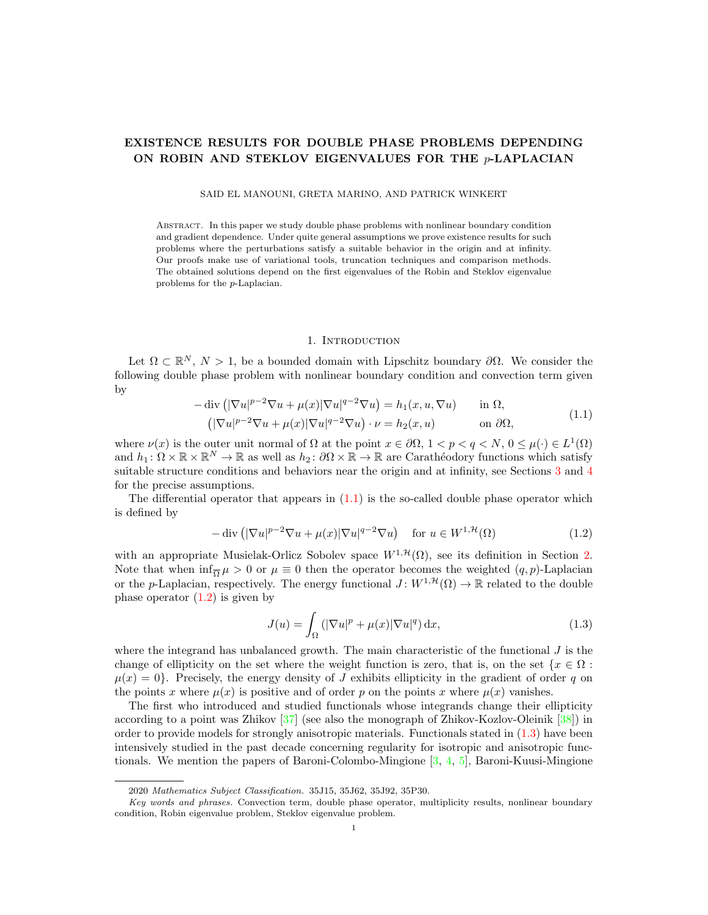# EXISTENCE RESULTS FOR DOUBLE PHASE PROBLEMS DEPENDING ON ROBIN AND STEKLOV EIGENVALUES FOR THE $p$-LAPLACIAN

SAID EL MANOUNI, GRETA MARINO, AND PATRICK WINKERT

Abstract. In this paper we study double phase problems with nonlinear boundary condition and gradient dependence. Under quite general assumptions we prove existence results for such problems where the perturbations satisfy a suitable behavior in the origin and at infinity. Our proofs make use of variational tools, truncation techniques and comparison methods. The obtained solutions depend on the first eigenvalues of the Robin and Steklov eigenvalue problems for the $p$-Laplacian.

## 1. Introduction

Let $\Omega \subset \mathbb{R}^N$, $N > 1$, be a bounded domain with Lipschitz boundary $\partial\Omega$. We consider the following double phase problem with nonlinear boundary condition and convection term given by

$$
\begin{aligned}
-\operatorname{div}\left(|\nabla u|^{p-2}\nabla u + \mu(x)|\nabla u|^{q-2}\nabla u\right) &= h_1(x,u,\nabla u) \qquad \text{in } \Omega,\\
\left(|\nabla u|^{p-2}\nabla u + \mu(x)|\nabla u|^{q-2}\nabla u\right)\cdot \nu &= h_2(x,u) \qquad \text{on } \partial\Omega,
\end{aligned}
\tag{1.1}
$$

where $\nu(x)$ is the outer unit normal of $\Omega$ at the point $x \in \partial\Omega$, $1 < p < q < N$, $0 \leq \mu(\cdot) \in L^1(\Omega)$ and $h_1 \colon \Omega \times \mathbb{R} \times \mathbb{R}^N \to \mathbb{R}$ as well as $h_2 \colon \partial\Omega \times \mathbb{R} \to \mathbb{R}$ are Carathéodory functions which satisfy suitable structure conditions and behaviors near the origin and at infinity, see Sections 3 and 4 for the precise assumptions.

The differential operator that appears in (1.1) is the so-called double phase operator which is defined by

$$
-\operatorname{div}\left(|\nabla u|^{p-2}\nabla u + \mu(x)|\nabla u|^{q-2}\nabla u\right) \quad \text{for } u \in W^{1,\mathcal{H}}(\Omega)
\tag{1.2}
$$

with an appropriate Musielak-Orlicz Sobolev space $W^{1,\mathcal{H}}(\Omega)$, see its definition in Section 2. Note that when $\inf_{\overline{\Omega}} \mu > 0$ or $\mu \equiv 0$ then the operator becomes the weighted $(q,p)$-Laplacian or the $p$-Laplacian, respectively. The energy functional $J \colon W^{1,\mathcal{H}}(\Omega) \to \mathbb{R}$ related to the double phase operator (1.2) is given by

$$
J(u) = \int_\Omega \left(|\nabla u|^p + \mu(x)|\nabla u|^q\right) \mathrm{d}x,
\tag{1.3}
$$

where the integrand has unbalanced growth. The main characteristic of the functional $J$ is the change of ellipticity on the set where the weight function is zero, that is, on the set $\{x \in \Omega : \mu(x) = 0\}$. Precisely, the energy density of $J$ exhibits ellipticity in the gradient of order $q$ on the points $x$ where $\mu(x)$ is positive and of order $p$ on the points $x$ where $\mu(x)$ vanishes.

The first who introduced and studied functionals whose integrands change their ellipticity according to a point was Zhikov [37] (see also the monograph of Zhikov-Kozlov-Oleinik [38]) in order to provide models for strongly anisotropic materials. Functionals stated in (1.3) have been intensively studied in the past decade concerning regularity for isotropic and anisotropic functionals. We mention the papers of Baroni-Colombo-Mingione [3, 4, 5], Baroni-Kuusi-Mingione

---

2020 *Mathematics Subject Classification.* 35J15, 35J62, 35J92, 35P30.

*Key words and phrases.* Convection term, double phase operator, multiplicity results, nonlinear boundary condition, Robin eigenvalue problem, Steklov eigenvalue problem.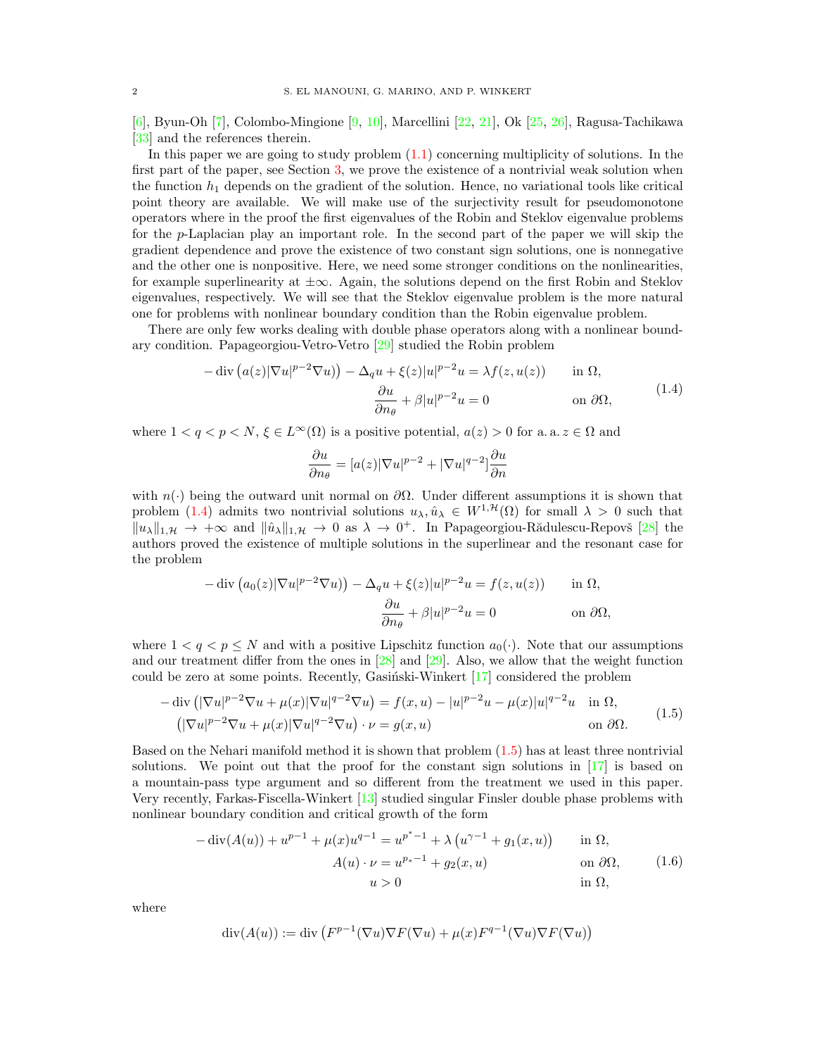[6], Byun-Oh [7], Colombo-Mingione [9, 10], Marcellini [22, 21], Ok [25, 26], Ragusa-Tachikawa [33] and the references therein.

In this paper we are going to study problem (1.1) concerning multiplicity of solutions. In the first part of the paper, see Section 3, we prove the existence of a nontrivial weak solution when the function $h_1$ depends on the gradient of the solution. Hence, no variational tools like critical point theory are available. We will make use of the surjectivity result for pseudomonotone operators where in the proof the first eigenvalues of the Robin and Steklov eigenvalue problems for the $p$-Laplacian play an important role. In the second part of the paper we will skip the gradient dependence and prove the existence of two constant sign solutions, one is nonnegative and the other one is nonpositive. Here, we need some stronger conditions on the nonlinearities, for example superlinearity at $\pm\infty$. Again, the solutions depend on the first Robin and Steklov eigenvalues, respectively. We will see that the Steklov eigenvalue problem is the more natural one for problems with nonlinear boundary condition than the Robin eigenvalue problem.

There are only few works dealing with double phase operators along with a nonlinear boundary condition. Papageorgiou-Vetro-Vetro [29] studied the Robin problem

$$
\begin{aligned}
-\operatorname{div}\left(a(z)|\nabla u|^{p-2}\nabla u\right) - \Delta_q u + \xi(z)|u|^{p-2}u &= \lambda f(z,u(z)) \qquad && \text{in } \Omega,\\
\frac{\partial u}{\partial n_\theta} + \beta |u|^{p-2}u &= 0 && \text{on } \partial\Omega,
\end{aligned}
\tag{1.4}
$$

where $1<q<p<N$, $\xi \in L^\infty(\Omega)$ is a positive potential, $a(z)>0$ for a. a. $z\in\Omega$ and

$$
\frac{\partial u}{\partial n_\theta} = [a(z)|\nabla u|^{p-2} + |\nabla u|^{q-2}]\frac{\partial u}{\partial n}
$$

with $n(\cdot)$ being the outward unit normal on $\partial\Omega$. Under different assumptions it is shown that problem (1.4) admits two nontrivial solutions $u_\lambda, \hat{u}_\lambda \in W^{1,\mathcal{H}}(\Omega)$ for small $\lambda>0$ such that $\|u_\lambda\|_{1,\mathcal{H}} \to +\infty$ and $\|\hat{u}_\lambda\|_{1,\mathcal{H}} \to 0$ as $\lambda \to 0^+$. In Papageorgiou-Rădulescu-Repovš [28] the authors proved the existence of multiple solutions in the superlinear and the resonant case for the problem

$$
\begin{aligned}
-\operatorname{div}\left(a_0(z)|\nabla u|^{p-2}\nabla u\right) - \Delta_q u + \xi(z)|u|^{p-2}u &= f(z,u(z)) \qquad && \text{in } \Omega,\\
\frac{\partial u}{\partial n_\theta} + \beta |u|^{p-2}u &= 0 && \text{on } \partial\Omega,
\end{aligned}
$$

where $1<q<p\leq N$ and with a positive Lipschitz function $a_0(\cdot)$. Note that our assumptions and our treatment differ from the ones in [28] and [29]. Also, we allow that the weight function could be zero at some points. Recently, Gasiński-Winkert [17] considered the problem

$$
\begin{aligned}
-\operatorname{div}\left(|\nabla u|^{p-2}\nabla u + \mu(x)|\nabla u|^{q-2}\nabla u\right) &= f(x,u) - |u|^{p-2}u - \mu(x)|u|^{q-2}u \quad && \text{in } \Omega,\\
\left(|\nabla u|^{p-2}\nabla u + \mu(x)|\nabla u|^{q-2}\nabla u\right)\cdot \nu &= g(x,u) && \text{on } \partial\Omega.
\end{aligned}
\tag{1.5}
$$

Based on the Nehari manifold method it is shown that problem (1.5) has at least three nontrivial solutions. We point out that the proof for the constant sign solutions in [17] is based on a mountain-pass type argument and so different from the treatment we used in this paper. Very recently, Farkas-Fiscella-Winkert [13] studied singular Finsler double phase problems with nonlinear boundary condition and critical growth of the form

$$
\begin{aligned}
-\operatorname{div}(A(u)) + u^{p-1} + \mu(x)u^{q-1} &= u^{p^*-1} + \lambda\left(u^{\gamma-1} + g_1(x,u)\right) \qquad && \text{in } \Omega,\\
A(u)\cdot\nu &= u^{p_*-1} + g_2(x,u) && \text{on } \partial\Omega,\\
u &> 0 && \text{in } \Omega,
\end{aligned}
\tag{1.6}
$$

where

$$
\operatorname{div}(A(u)) := \operatorname{div}\left(F^{p-1}(\nabla u)\nabla F(\nabla u) + \mu(x)F^{q-1}(\nabla u)\nabla F(\nabla u)\right)
$$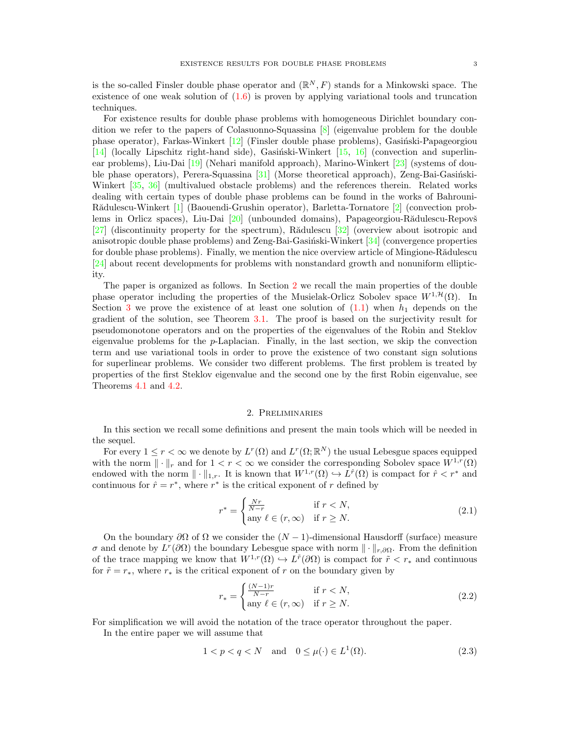is the so-called Finsler double phase operator and $(\mathbb{R}^N, F)$ stands for a Minkowski space. The existence of one weak solution of (1.6) is proven by applying variational tools and truncation techniques.

For existence results for double phase problems with homogeneous Dirichlet boundary condition we refer to the papers of Colasuonno-Squassina [8] (eigenvalue problem for the double phase operator), Farkas-Winkert [12] (Finsler double phase problems), Gasiński-Papageorgiou [14] (locally Lipschitz right-hand side), Gasiński-Winkert [15, 16] (convection and superlinear problems), Liu-Dai [19] (Nehari manifold approach), Marino-Winkert [23] (systems of double phase operators), Perera-Squassina [31] (Morse theoretical approach), Zeng-Bai-Gasiński-Winkert [35, 36] (multivalued obstacle problems) and the references therein. Related works dealing with certain types of double phase problems can be found in the works of Bahrouni-Rădulescu-Winkert [1] (Baouendi-Grushin operator), Barletta-Tornatore [2] (convection problems in Orlicz spaces), Liu-Dai [20] (unbounded domains), Papageorgiou-Rădulescu-Repovš [27] (discontinuity property for the spectrum), Rădulescu [32] (overview about isotropic and anisotropic double phase problems) and Zeng-Bai-Gasiński-Winkert [34] (convergence properties for double phase problems). Finally, we mention the nice overview article of Mingione-Rădulescu [24] about recent developments for problems with nonstandard growth and nonuniform ellipticity.

The paper is organized as follows. In Section 2 we recall the main properties of the double phase operator including the properties of the Musielak-Orlicz Sobolev space $W^{1,\mathcal{H}}(\Omega)$. In Section 3 we prove the existence of at least one solution of (1.1) when $h_1$ depends on the gradient of the solution, see Theorem 3.1. The proof is based on the surjectivity result for pseudomonotone operators and on the properties of the eigenvalues of the Robin and Steklov eigenvalue problems for the $p$-Laplacian. Finally, in the last section, we skip the convection term and use variational tools in order to prove the existence of two constant sign solutions for superlinear problems. We consider two different problems. The first problem is treated by properties of the first Steklov eigenvalue and the second one by the first Robin eigenvalue, see Theorems 4.1 and 4.2.

## 2. Preliminaries

In this section we recall some definitions and present the main tools which will be needed in the sequel.

For every $1 \leq r < \infty$ we denote by $L^r(\Omega)$ and $L^r(\Omega;\mathbb{R}^N)$ the usual Lebesgue spaces equipped with the norm $\|\cdot\|_r$ and for $1 < r < \infty$ we consider the corresponding Sobolev space $W^{1,r}(\Omega)$ endowed with the norm $\|\cdot\|_{1,r}$. It is known that $W^{1,r}(\Omega) \hookrightarrow L^{\hat{r}}(\Omega)$ is compact for $\hat{r} < r^*$ and continuous for $\hat{r} = r^*$, where $r^*$ is the critical exponent of $r$ defined by

$$
r^* = \begin{cases} \frac{Nr}{N-r} & \text{if } r < N, \\ \text{any } \ell \in (r,\infty) & \text{if } r \geq N. \end{cases} \tag{2.1}
$$

On the boundary $\partial\Omega$ of $\Omega$ we consider the $(N-1)$-dimensional Hausdorff (surface) measure $\sigma$ and denote by $L^r(\partial\Omega)$ the boundary Lebesgue space with norm $\|\cdot\|_{r,\partial\Omega}$. From the definition of the trace mapping we know that $W^{1,r}(\Omega) \hookrightarrow L^{\tilde{r}}(\partial\Omega)$ is compact for $\tilde{r} < r_*$ and continuous for $\tilde{r} = r_*$, where $r_*$ is the critical exponent of $r$ on the boundary given by

$$
r_* = \begin{cases} \frac{(N-1)r}{N-r} & \text{if } r < N, \\ \text{any } \ell \in (r,\infty) & \text{if } r \geq N. \end{cases} \tag{2.2}
$$

For simplification we will avoid the notation of the trace operator throughout the paper.

In the entire paper we will assume that

$$
1 < p < q < N \quad \text{and} \quad 0 \leq \mu(\cdot) \in L^1(\Omega). \tag{2.3}
$$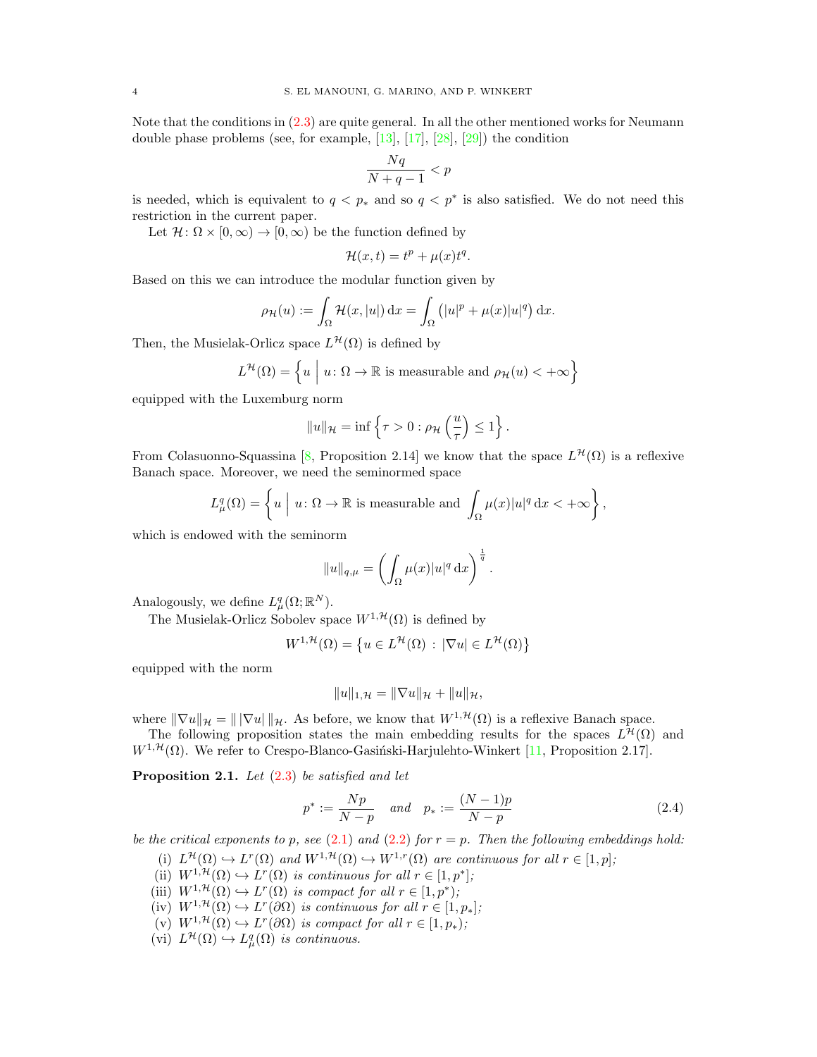Note that the conditions in (2.3) are quite general. In all the other mentioned works for Neumann double phase problems (see, for example, [13], [17], [28], [29]) the condition

$$\frac{Nq}{N+q-1} < p$$

is needed, which is equivalent to $q < p_*$ and so $q < p^*$ is also satisfied. We do not need this restriction in the current paper.

Let $\mathcal{H}\colon \Omega \times [0,\infty) \to [0,\infty)$ be the function defined by

$$\mathcal{H}(x,t) = t^p + \mu(x)t^q.$$

Based on this we can introduce the modular function given by

$$\rho_{\mathcal{H}}(u) := \int_\Omega \mathcal{H}(x,|u|)\,\mathrm{d}x = \int_\Omega \left(|u|^p + \mu(x)|u|^q\right)\mathrm{d}x.$$

Then, the Musielak-Orlicz space $L^{\mathcal{H}}(\Omega)$ is defined by

$$L^{\mathcal{H}}(\Omega) = \left\{ u \;\Big|\; u\colon \Omega \to \mathbb{R} \text{ is measurable and } \rho_{\mathcal{H}}(u) < +\infty \right\}$$

equipped with the Luxemburg norm

$$\|u\|_{\mathcal{H}} = \inf\left\{ \tau > 0 : \rho_{\mathcal{H}}\left(\frac{u}{\tau}\right) \le 1 \right\}.$$

From Colasuonno-Squassina [8, Proposition 2.14] we know that the space $L^{\mathcal{H}}(\Omega)$ is a reflexive Banach space. Moreover, we need the seminormed space

$$L^q_\mu(\Omega) = \left\{ u \;\Big|\; u\colon \Omega \to \mathbb{R} \text{ is measurable and } \int_\Omega \mu(x)|u|^q\,\mathrm{d}x < +\infty \right\},$$

which is endowed with the seminorm

$$\|u\|_{q,\mu} = \left( \int_\Omega \mu(x)|u|^q\,\mathrm{d}x \right)^{\frac{1}{q}}.$$

Analogously, we define $L^q_\mu(\Omega;\mathbb{R}^N)$.

The Musielak-Orlicz Sobolev space $W^{1,\mathcal{H}}(\Omega)$ is defined by

$$W^{1,\mathcal{H}}(\Omega) = \left\{ u \in L^{\mathcal{H}}(\Omega) \,:\, |\nabla u| \in L^{\mathcal{H}}(\Omega) \right\}$$

equipped with the norm

$$\|u\|_{1,\mathcal{H}} = \|\nabla u\|_{\mathcal{H}} + \|u\|_{\mathcal{H}},$$

where $\|\nabla u\|_{\mathcal{H}} = \|\,|\nabla u|\,\|_{\mathcal{H}}$. As before, we know that $W^{1,\mathcal{H}}(\Omega)$ is a reflexive Banach space.

The following proposition states the main embedding results for the spaces $L^{\mathcal{H}}(\Omega)$ and $W^{1,\mathcal{H}}(\Omega)$. We refer to Crespo-Blanco-Gasiński-Harjulehto-Winkert [11, Proposition 2.17].

**Proposition 2.1.** *Let (2.3) be satisfied and let*

$$p^* := \frac{Np}{N-p} \quad \text{and} \quad p_* := \frac{(N-1)p}{N-p} \tag{2.4}$$

*be the critical exponents to $p$, see (2.1) and (2.2) for $r = p$. Then the following embeddings hold:*

(i) *$L^{\mathcal{H}}(\Omega) \hookrightarrow L^r(\Omega)$ and $W^{1,\mathcal{H}}(\Omega) \hookrightarrow W^{1,r}(\Omega)$ are continuous for all $r \in [1,p]$;*
(ii) *$W^{1,\mathcal{H}}(\Omega) \hookrightarrow L^r(\Omega)$ is continuous for all $r \in [1,p^*]$;*
(iii) *$W^{1,\mathcal{H}}(\Omega) \hookrightarrow L^r(\Omega)$ is compact for all $r \in [1,p^*)$;*
(iv) *$W^{1,\mathcal{H}}(\Omega) \hookrightarrow L^r(\partial\Omega)$ is continuous for all $r \in [1,p_*]$;*
(v) *$W^{1,\mathcal{H}}(\Omega) \hookrightarrow L^r(\partial\Omega)$ is compact for all $r \in [1,p_*)$;*
(vi) *$L^{\mathcal{H}}(\Omega) \hookrightarrow L^q_\mu(\Omega)$ is continuous.*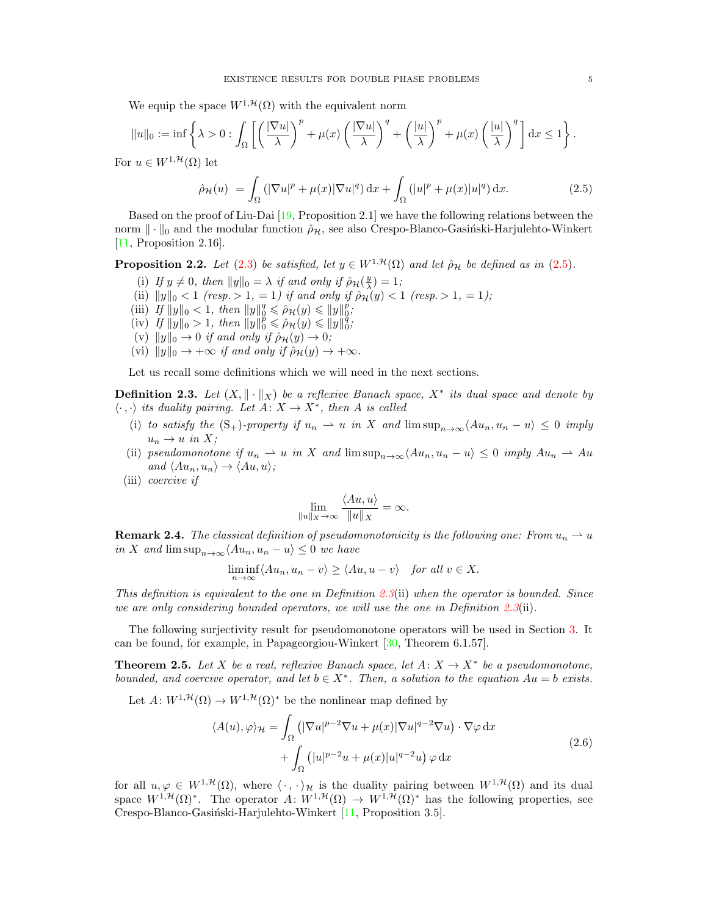We equip the space $W^{1,\mathcal{H}}(\Omega)$ with the equivalent norm

$$\|u\|_0 := \inf\left\{\lambda > 0 : \int_\Omega \left[\left(\frac{|\nabla u|}{\lambda}\right)^p + \mu(x)\left(\frac{|\nabla u|}{\lambda}\right)^q + \left(\frac{|u|}{\lambda}\right)^p + \mu(x)\left(\frac{|u|}{\lambda}\right)^q\right] \mathrm{d}x \le 1\right\}.$$

For $u \in W^{1,\mathcal{H}}(\Omega)$ let

$$\hat{\rho}_{\mathcal{H}}(u) = \int_\Omega (|\nabla u|^p + \mu(x)|\nabla u|^q)\,\mathrm{d}x + \int_\Omega (|u|^p + \mu(x)|u|^q)\,\mathrm{d}x. \tag{2.5}$$

Based on the proof of Liu-Dai [19, Proposition 2.1] we have the following relations between the norm $\|\cdot\|_0$ and the modular function $\hat{\rho}_{\mathcal{H}}$, see also Crespo-Blanco-Gasiński-Harjulehto-Winkert [11, Proposition 2.16].

**Proposition 2.2.** *Let (2.3) be satisfied, let $y \in W^{1,\mathcal{H}}(\Omega)$ and let $\hat{\rho}_{\mathcal{H}}$ be defined as in (2.5).*

- (i) *If $y \neq 0$, then $\|y\|_0 = \lambda$ if and only if $\hat{\rho}_{\mathcal{H}}(\frac{y}{\lambda}) = 1$;*
- (ii) *$\|y\|_0 < 1$ (resp. $> 1$, $= 1$) if and only if $\hat{\rho}_{\mathcal{H}}(y) < 1$ (resp. $> 1$, $= 1$);*
- (iii) *If $\|y\|_0 < 1$, then $\|y\|_0^q \leqslant \hat{\rho}_{\mathcal{H}}(y) \leqslant \|y\|_0^p$;*
- (iv) *If $\|y\|_0 > 1$, then $\|y\|_0^p \leqslant \hat{\rho}_{\mathcal{H}}(y) \leqslant \|y\|_0^q$;*
- (v) *$\|y\|_0 \to 0$ if and only if $\hat{\rho}_{\mathcal{H}}(y) \to 0$;*
- (vi) *$\|y\|_0 \to +\infty$ if and only if $\hat{\rho}_{\mathcal{H}}(y) \to +\infty$.*

Let us recall some definitions which we will need in the next sections.

**Definition 2.3.** *Let $(X, \|\cdot\|_X)$ be a reflexive Banach space, $X^*$ its dual space and denote by $\langle\cdot,\cdot\rangle$ its duality pairing. Let $A\colon X \to X^*$, then $A$ is called*

- (i) *to satisfy the $(\mathrm{S}_+)$-property if $u_n \rightharpoonup u$ in $X$ and $\limsup_{n\to\infty}\langle Au_n, u_n - u\rangle \le 0$ imply $u_n \to u$ in $X$;*
- (ii) *pseudomonotone if $u_n \rightharpoonup u$ in $X$ and $\limsup_{n\to\infty}\langle Au_n, u_n - u\rangle \le 0$ imply $Au_n \rightharpoonup Au$ and $\langle Au_n, u_n\rangle \to \langle Au, u\rangle$;*
- (iii) *coercive if*

$$\lim_{\|u\|_X\to\infty} \frac{\langle Au, u\rangle}{\|u\|_X} = \infty.$$

**Remark 2.4.** *The classical definition of pseudomonotonicity is the following one: From $u_n \rightharpoonup u$ in $X$ and $\limsup_{n\to\infty}\langle Au_n, u_n - u\rangle \le 0$ we have*

$$\liminf_{n\to\infty}\langle Au_n, u_n - v\rangle \ge \langle Au, u - v\rangle \quad \text{for all } v \in X.$$

*This definition is equivalent to the one in Definition 2.3(ii) when the operator is bounded. Since we are only considering bounded operators, we will use the one in Definition 2.3(ii).*

The following surjectivity result for pseudomonotone operators will be used in Section 3. It can be found, for example, in Papageorgiou-Winkert [30, Theorem 6.1.57].

**Theorem 2.5.** *Let $X$ be a real, reflexive Banach space, let $A\colon X \to X^*$ be a pseudomonotone, bounded, and coercive operator, and let $b \in X^*$. Then, a solution to the equation $Au = b$ exists.*

Let $A\colon W^{1,\mathcal{H}}(\Omega) \to W^{1,\mathcal{H}}(\Omega)^*$ be the nonlinear map defined by

$$\begin{aligned}\langle A(u), \varphi\rangle_{\mathcal{H}} = &\int_\Omega \left(|\nabla u|^{p-2}\nabla u + \mu(x)|\nabla u|^{q-2}\nabla u\right)\cdot\nabla\varphi\,\mathrm{d}x \\ &+ \int_\Omega \left(|u|^{p-2}u + \mu(x)|u|^{q-2}u\right)\varphi\,\mathrm{d}x\end{aligned} \tag{2.6}$$

for all $u, \varphi \in W^{1,\mathcal{H}}(\Omega)$, where $\langle\cdot,\cdot\rangle_{\mathcal{H}}$ is the duality pairing between $W^{1,\mathcal{H}}(\Omega)$ and its dual space $W^{1,\mathcal{H}}(\Omega)^*$. The operator $A\colon W^{1,\mathcal{H}}(\Omega) \to W^{1,\mathcal{H}}(\Omega)^*$ has the following properties, see Crespo-Blanco-Gasiński-Harjulehto-Winkert [11, Proposition 3.5].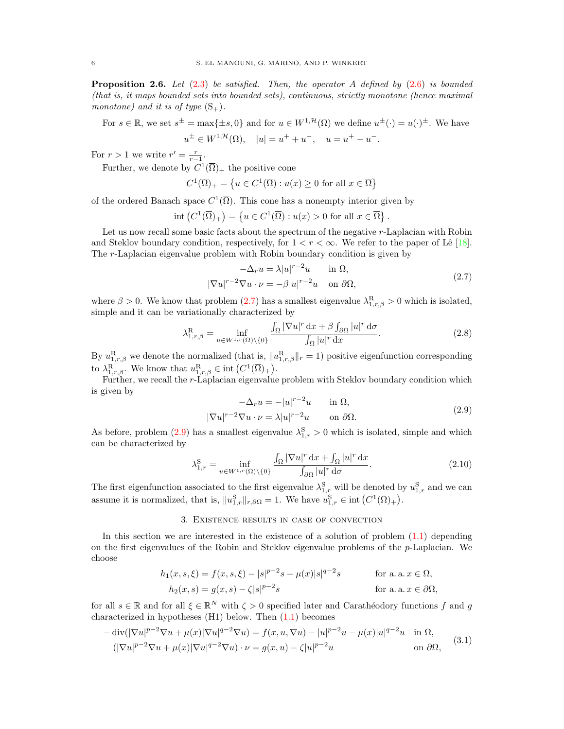**Proposition 2.6.** *Let (2.3) be satisfied. Then, the operator $A$ defined by (2.6) is bounded (that is, it maps bounded sets into bounded sets), continuous, strictly monotone (hence maximal monotone) and it is of type $(\mathrm{S}_+)$.*

For $s \in \mathbb{R}$, we set $s^{\pm} = \max\{\pm s, 0\}$ and for $u \in W^{1,\mathcal{H}}(\Omega)$ we define $u^{\pm}(\cdot) = u(\cdot)^{\pm}$. We have

$$u^{\pm} \in W^{1,\mathcal{H}}(\Omega), \quad |u| = u^+ + u^-, \quad u = u^+ - u^-.$$

For $r > 1$ we write $r' = \frac{r}{r-1}$.

Further, we denote by $C^1(\overline{\Omega})_+$ the positive cone

$$C^1(\overline{\Omega})_+ = \left\{ u \in C^1(\overline{\Omega}) : u(x) \geq 0 \text{ for all } x \in \overline{\Omega} \right\}$$

of the ordered Banach space $C^1(\overline{\Omega})$. This cone has a nonempty interior given by

$$\operatorname{int}\left(C^1(\overline{\Omega})_+\right) = \left\{ u \in C^1(\overline{\Omega}) : u(x) > 0 \text{ for all } x \in \overline{\Omega} \right\}.$$

Let us now recall some basic facts about the spectrum of the negative $r$-Laplacian with Robin and Steklov boundary condition, respectively, for $1 < r < \infty$. We refer to the paper of Lê [18]. The $r$-Laplacian eigenvalue problem with Robin boundary condition is given by

$$\begin{aligned} -\Delta_r u &= \lambda |u|^{r-2} u && \text{in } \Omega, \\ |\nabla u|^{r-2} \nabla u \cdot \nu &= -\beta |u|^{r-2} u && \text{on } \partial\Omega, \end{aligned} \tag{2.7}$$

where $\beta > 0$. We know that problem (2.7) has a smallest eigenvalue $\lambda^{\mathrm{R}}_{1,r,\beta} > 0$ which is isolated, simple and it can be variationally characterized by

$$\lambda^{\mathrm{R}}_{1,r,\beta} = \inf_{u \in W^{1,r}(\Omega)\setminus\{0\}} \frac{\int_\Omega |\nabla u|^r \,\mathrm{d}x + \beta \int_{\partial\Omega} |u|^r \,\mathrm{d}\sigma}{\int_\Omega |u|^r \,\mathrm{d}x}. \tag{2.8}$$

By $u^{\mathrm{R}}_{1,r,\beta}$ we denote the normalized (that is, $\|u^{\mathrm{R}}_{1,r,\beta}\|_r = 1$) positive eigenfunction corresponding to $\lambda^{\mathrm{R}}_{1,r,\beta}$. We know that $u^{\mathrm{R}}_{1,r,\beta} \in \operatorname{int}\left(C^1(\overline{\Omega})_+\right)$.

Further, we recall the $r$-Laplacian eigenvalue problem with Steklov boundary condition which is given by

$$\begin{aligned} -\Delta_r u &= -|u|^{r-2} u && \text{in } \Omega, \\ |\nabla u|^{r-2} \nabla u \cdot \nu &= \lambda |u|^{r-2} u && \text{on } \partial\Omega. \end{aligned} \tag{2.9}$$

As before, problem (2.9) has a smallest eigenvalue $\lambda^{\mathrm{S}}_{1,r} > 0$ which is isolated, simple and which can be characterized by

$$\lambda^{\mathrm{S}}_{1,r} = \inf_{u \in W^{1,r}(\Omega)\setminus\{0\}} \frac{\int_\Omega |\nabla u|^r \,\mathrm{d}x + \int_\Omega |u|^r \,\mathrm{d}x}{\int_{\partial\Omega} |u|^r \,\mathrm{d}\sigma}. \tag{2.10}$$

The first eigenfunction associated to the first eigenvalue $\lambda^{\mathrm{S}}_{1,r}$ will be denoted by $u^{\mathrm{S}}_{1,r}$ and we can assume it is normalized, that is, $\|u^{\mathrm{S}}_{1,r}\|_{r,\partial\Omega} = 1$. We have $u^{\mathrm{S}}_{1,r} \in \operatorname{int}\left(C^1(\overline{\Omega})_+\right)$.

## 3. Existence results in case of convection

In this section we are interested in the existence of a solution of problem (1.1) depending on the first eigenvalues of the Robin and Steklov eigenvalue problems of the $p$-Laplacian. We choose

$$\begin{aligned} h_1(x,s,\xi) &= f(x,s,\xi) - |s|^{p-2}s - \mu(x)|s|^{q-2}s && \text{for a. a. } x \in \Omega, \\ h_2(x,s) &= g(x,s) - \zeta |s|^{p-2}s && \text{for a. a. } x \in \partial\Omega, \end{aligned}$$

for all $s \in \mathbb{R}$ and for all $\xi \in \mathbb{R}^N$ with $\zeta > 0$ specified later and Carathéodory functions $f$ and $g$ characterized in hypotheses (H1) below. Then (1.1) becomes

$$\begin{aligned} -\operatorname{div}(|\nabla u|^{p-2}\nabla u + \mu(x)|\nabla u|^{q-2}\nabla u) &= f(x,u,\nabla u) - |u|^{p-2}u - \mu(x)|u|^{q-2}u && \text{in } \Omega, \\ (|\nabla u|^{p-2}\nabla u + \mu(x)|\nabla u|^{q-2}\nabla u) \cdot \nu &= g(x,u) - \zeta |u|^{p-2}u && \text{on } \partial\Omega, \end{aligned} \tag{3.1}$$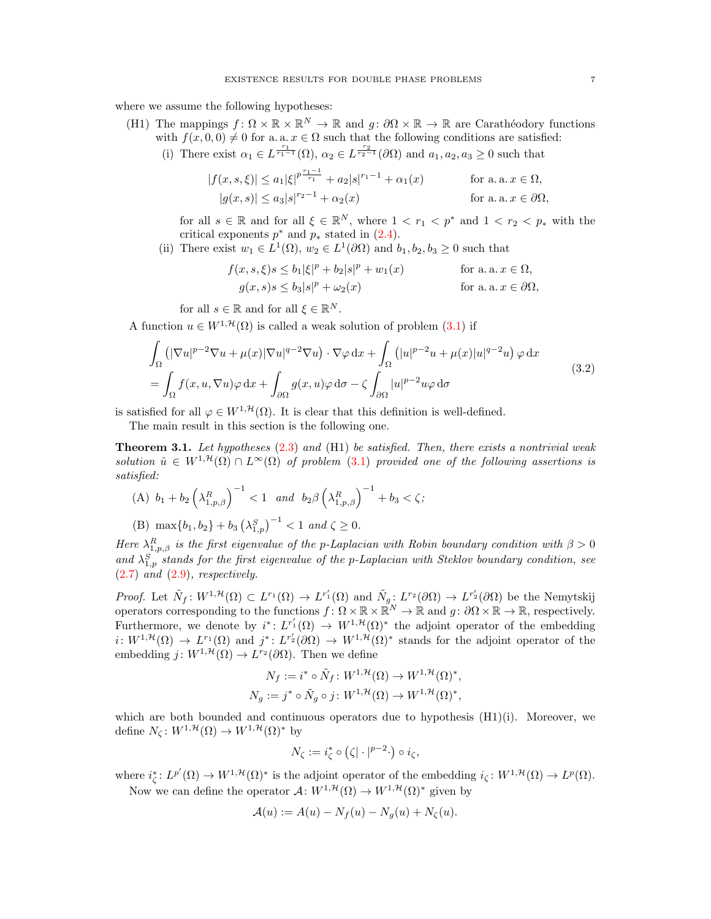where we assume the following hypotheses:

(H1) The mappings $f\colon \Omega \times \mathbb{R} \times \mathbb{R}^N \to \mathbb{R}$ and $g\colon \partial\Omega \times \mathbb{R} \to \mathbb{R}$ are Carathéodory functions with $f(x,0,0) \neq 0$ for a. a. $x \in \Omega$ such that the following conditions are satisfied:

  (i) There exist $\alpha_1 \in L^{\frac{r_1}{r_1-1}}(\Omega)$, $\alpha_2 \in L^{\frac{r_2}{r_2-1}}(\partial\Omega)$ and $a_1, a_2, a_3 \geq 0$ such that

$$
\begin{aligned}
|f(x,s,\xi)| &\leq a_1 |\xi|^{p\frac{r_1-1}{r_1}} + a_2 |s|^{r_1-1} + \alpha_1(x) && \text{for a. a. } x \in \Omega,\\
|g(x,s)| &\leq a_3 |s|^{r_2-1} + \alpha_2(x) && \text{for a. a. } x \in \partial\Omega,
\end{aligned}
$$

  for all $s \in \mathbb{R}$ and for all $\xi \in \mathbb{R}^N$, where $1 < r_1 < p^*$ and $1 < r_2 < p_*$ with the critical exponents $p^*$ and $p_*$ stated in (2.4).

  (ii) There exist $w_1 \in L^1(\Omega)$, $w_2 \in L^1(\partial\Omega)$ and $b_1, b_2, b_3 \geq 0$ such that

$$
\begin{aligned}
f(x,s,\xi)s &\leq b_1 |\xi|^p + b_2 |s|^p + w_1(x) && \text{for a. a. } x \in \Omega,\\
g(x,s)s &\leq b_3 |s|^p + \omega_2(x) && \text{for a. a. } x \in \partial\Omega,
\end{aligned}
$$

  for all $s \in \mathbb{R}$ and for all $\xi \in \mathbb{R}^N$.

A function $u \in W^{1,\mathcal{H}}(\Omega)$ is called a weak solution of problem (3.1) if

$$
\begin{aligned}
&\int_\Omega \left(|\nabla u|^{p-2}\nabla u + \mu(x)|\nabla u|^{q-2}\nabla u\right)\cdot \nabla \varphi \,\mathrm{d}x + \int_\Omega \left(|u|^{p-2}u + \mu(x)|u|^{q-2}u\right)\varphi \,\mathrm{d}x\\
&= \int_\Omega f(x,u,\nabla u)\varphi \,\mathrm{d}x + \int_{\partial\Omega} g(x,u)\varphi \,\mathrm{d}\sigma - \zeta \int_{\partial\Omega} |u|^{p-2}u\varphi \,\mathrm{d}\sigma
\end{aligned}
\tag{3.2}
$$

is satisfied for all $\varphi \in W^{1,\mathcal{H}}(\Omega)$. It is clear that this definition is well-defined.

The main result in this section is the following one.

**Theorem 3.1.** *Let hypotheses (2.3) and (H1) be satisfied. Then, there exists a nontrivial weak solution $\hat{u} \in W^{1,\mathcal{H}}(\Omega) \cap L^\infty(\Omega)$ of problem (3.1) provided one of the following assertions is satisfied:*

(A) $b_1 + b_2 \left(\lambda^R_{1,p,\beta}\right)^{-1} < 1$ *and* $b_2 \beta \left(\lambda^R_{1,p,\beta}\right)^{-1} + b_3 < \zeta$;

(B) $\max\{b_1, b_2\} + b_3 \left(\lambda^S_{1,p}\right)^{-1} < 1$ *and* $\zeta \geq 0$.

*Here $\lambda^R_{1,p,\beta}$ is the first eigenvalue of the p-Laplacian with Robin boundary condition with $\beta > 0$ and $\lambda^S_{1,p}$ stands for the first eigenvalue of the p-Laplacian with Steklov boundary condition, see (2.7) and (2.9), respectively.*

*Proof.* Let $\tilde{N}_f\colon W^{1,\mathcal{H}}(\Omega) \subset L^{r_1}(\Omega) \to L^{r_1'}(\Omega)$ and $\tilde{N}_g\colon L^{r_2}(\partial\Omega) \to L^{r_2'}(\partial\Omega)$ be the Nemytskij operators corresponding to the functions $f\colon \Omega \times \mathbb{R} \times \mathbb{R}^N \to \mathbb{R}$ and $g\colon \partial\Omega \times \mathbb{R} \to \mathbb{R}$, respectively. Furthermore, we denote by $i^*\colon L^{r_1'}(\Omega) \to W^{1,\mathcal{H}}(\Omega)^*$ the adjoint operator of the embedding $i\colon W^{1,\mathcal{H}}(\Omega) \to L^{r_1}(\Omega)$ and $j^*\colon L^{r_2'}(\partial\Omega) \to W^{1,\mathcal{H}}(\Omega)^*$ stands for the adjoint operator of the embedding $j\colon W^{1,\mathcal{H}}(\Omega) \to L^{r_2}(\partial\Omega)$. Then we define

$$
\begin{aligned}
N_f &:= i^* \circ \tilde{N}_f \colon W^{1,\mathcal{H}}(\Omega) \to W^{1,\mathcal{H}}(\Omega)^*,\\
N_g &:= j^* \circ \tilde{N}_g \circ j \colon W^{1,\mathcal{H}}(\Omega) \to W^{1,\mathcal{H}}(\Omega)^*,
\end{aligned}
$$

which are both bounded and continuous operators due to hypothesis (H1)(i). Moreover, we define $N_\zeta\colon W^{1,\mathcal{H}}(\Omega) \to W^{1,\mathcal{H}}(\Omega)^*$ by

$$
N_\zeta := i_\zeta^* \circ \left(\zeta |\cdot|^{p-2}\cdot\right) \circ i_\zeta,
$$

where $i_\zeta^*\colon L^{p'}(\Omega) \to W^{1,\mathcal{H}}(\Omega)^*$ is the adjoint operator of the embedding $i_\zeta\colon W^{1,\mathcal{H}}(\Omega) \to L^p(\Omega)$.

Now we can define the operator $\mathcal{A}\colon W^{1,\mathcal{H}}(\Omega) \to W^{1,\mathcal{H}}(\Omega)^*$ given by

$$
\mathcal{A}(u) := A(u) - N_f(u) - N_g(u) + N_\zeta(u).
$$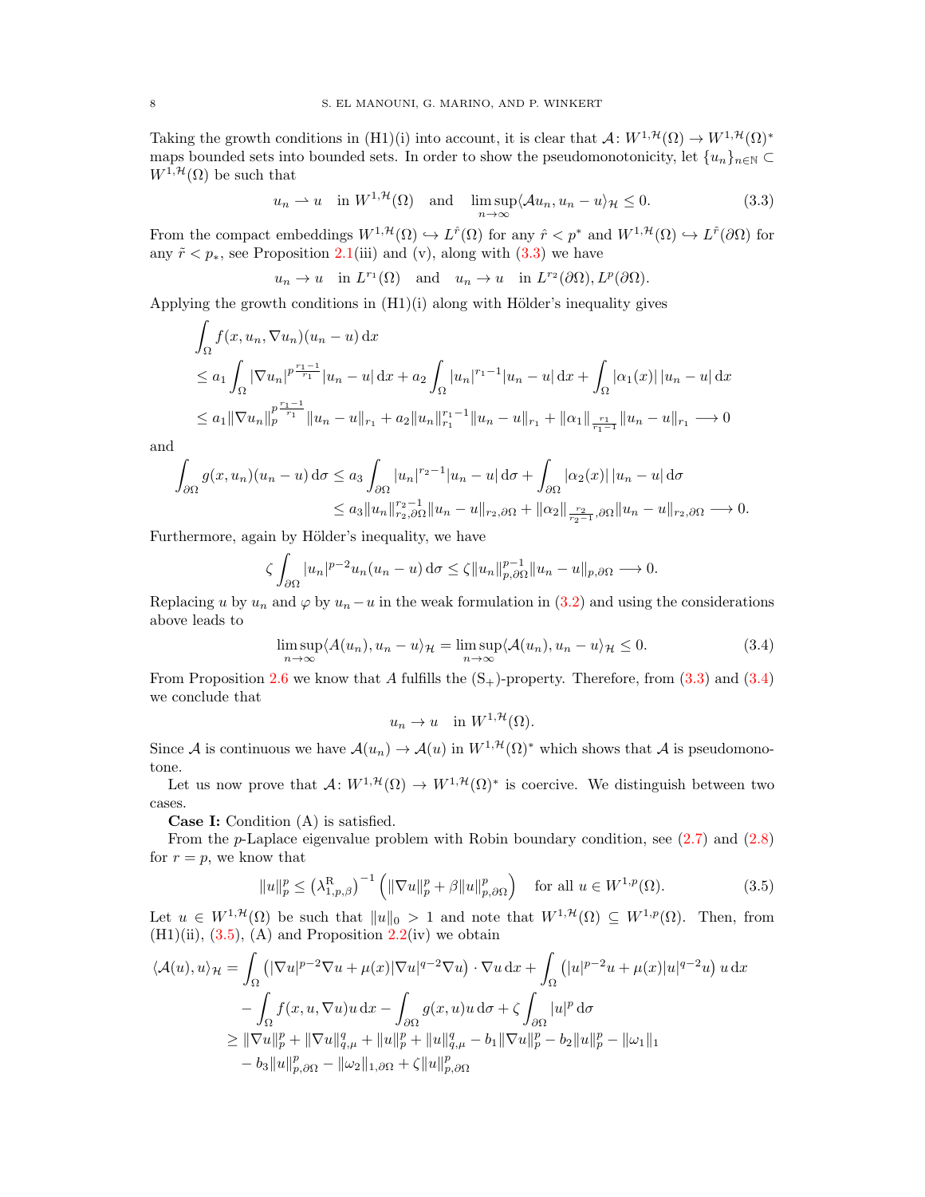Taking the growth conditions in (H1)(i) into account, it is clear that $\mathcal{A}\colon W^{1,\mathcal{H}}(\Omega) \to W^{1,\mathcal{H}}(\Omega)^*$ maps bounded sets into bounded sets. In order to show the pseudomonotonicity, let $\{u_n\}_{n\in\mathbb{N}} \subset W^{1,\mathcal{H}}(\Omega)$ be such that

$$u_n \rightharpoonup u \quad \text{in } W^{1,\mathcal{H}}(\Omega) \quad \text{and} \quad \limsup_{n\to\infty} \langle \mathcal{A}u_n, u_n - u\rangle_{\mathcal{H}} \le 0. \tag{3.3}$$

From the compact embeddings $W^{1,\mathcal{H}}(\Omega) \hookrightarrow L^{\hat{r}}(\Omega)$ for any $\hat{r} < p^*$ and $W^{1,\mathcal{H}}(\Omega) \hookrightarrow L^{\tilde{r}}(\partial\Omega)$ for any $\tilde{r} < p_*$, see Proposition 2.1(iii) and (v), along with (3.3) we have

$$u_n \to u \quad \text{in } L^{r_1}(\Omega) \quad \text{and} \quad u_n \to u \quad \text{in } L^{r_2}(\partial\Omega), L^p(\partial\Omega).$$

Applying the growth conditions in (H1)(i) along with Hölder's inequality gives

$$\begin{aligned}
&\int_\Omega f(x,u_n,\nabla u_n)(u_n-u)\,\mathrm{d}x\\
&\le a_1 \int_\Omega |\nabla u_n|^{p\frac{r_1-1}{r_1}} |u_n-u|\,\mathrm{d}x + a_2\int_\Omega |u_n|^{r_1-1}|u_n-u|\,\mathrm{d}x + \int_\Omega |\alpha_1(x)|\,|u_n-u|\,\mathrm{d}x\\
&\le a_1 \|\nabla u_n\|_p^{p\frac{r_1-1}{r_1}} \|u_n-u\|_{r_1} + a_2\|u_n\|_{r_1}^{r_1-1}\|u_n-u\|_{r_1} + \|\alpha_1\|_{\frac{r_1}{r_1-1}}\|u_n-u\|_{r_1} \longrightarrow 0
\end{aligned}$$

and

$$\begin{aligned}
\int_{\partial\Omega} g(x,u_n)(u_n-u)\,\mathrm{d}\sigma &\le a_3\int_{\partial\Omega} |u_n|^{r_2-1}|u_n-u|\,\mathrm{d}\sigma + \int_{\partial\Omega}|\alpha_2(x)|\,|u_n-u|\,\mathrm{d}\sigma\\
&\le a_3\|u_n\|_{r_2,\partial\Omega}^{r_2-1}\|u_n-u\|_{r_2,\partial\Omega} + \|\alpha_2\|_{\frac{r_2}{r_2-1},\partial\Omega}\|u_n-u\|_{r_2,\partial\Omega} \longrightarrow 0.
\end{aligned}$$

Furthermore, again by Hölder's inequality, we have

$$\zeta\int_{\partial\Omega}|u_n|^{p-2}u_n(u_n-u)\,\mathrm{d}\sigma \le \zeta\|u_n\|_{p,\partial\Omega}^{p-1}\|u_n-u\|_{p,\partial\Omega} \longrightarrow 0.$$

Replacing $u$ by $u_n$ and $\varphi$ by $u_n - u$ in the weak formulation in (3.2) and using the considerations above leads to

$$\limsup_{n\to\infty}\langle A(u_n), u_n-u\rangle_{\mathcal{H}} = \limsup_{n\to\infty}\langle \mathcal{A}(u_n), u_n-u\rangle_{\mathcal{H}} \le 0. \tag{3.4}$$

From Proposition 2.6 we know that $A$ fulfills the $(\mathrm{S}_+)$-property. Therefore, from (3.3) and (3.4) we conclude that

$$u_n \to u \quad \text{in } W^{1,\mathcal{H}}(\Omega).$$

Since $\mathcal{A}$ is continuous we have $\mathcal{A}(u_n) \to \mathcal{A}(u)$ in $W^{1,\mathcal{H}}(\Omega)^*$ which shows that $\mathcal{A}$ is pseudomonotone.

Let us now prove that $\mathcal{A}\colon W^{1,\mathcal{H}}(\Omega) \to W^{1,\mathcal{H}}(\Omega)^*$ is coercive. We distinguish between two cases.

**Case I:** Condition (A) is satisfied.

From the $p$-Laplace eigenvalue problem with Robin boundary condition, see (2.7) and (2.8) for $r = p$, we know that

$$\|u\|_p^p \le \left(\lambda_{1,p,\beta}^{\mathrm{R}}\right)^{-1}\left(\|\nabla u\|_p^p + \beta\|u\|_{p,\partial\Omega}^p\right) \quad \text{for all } u \in W^{1,p}(\Omega). \tag{3.5}$$

Let $u \in W^{1,\mathcal{H}}(\Omega)$ be such that $\|u\|_0 > 1$ and note that $W^{1,\mathcal{H}}(\Omega) \subseteq W^{1,p}(\Omega)$. Then, from (H1)(ii), (3.5), (A) and Proposition 2.2(iv) we obtain

$$\begin{aligned}
\langle \mathcal{A}(u), u\rangle_{\mathcal{H}} &= \int_\Omega \left(|\nabla u|^{p-2}\nabla u + \mu(x)|\nabla u|^{q-2}\nabla u\right)\cdot\nabla u\,\mathrm{d}x + \int_\Omega\left(|u|^{p-2}u + \mu(x)|u|^{q-2}u\right)u\,\mathrm{d}x\\
&\quad - \int_\Omega f(x,u,\nabla u)u\,\mathrm{d}x - \int_{\partial\Omega} g(x,u)u\,\mathrm{d}\sigma + \zeta\int_{\partial\Omega}|u|^p\,\mathrm{d}\sigma\\
&\ge \|\nabla u\|_p^p + \|\nabla u\|_{q,\mu}^q + \|u\|_p^p + \|u\|_{q,\mu}^q - b_1\|\nabla u\|_p^p - b_2\|u\|_p^p - \|\omega_1\|_1\\
&\quad - b_3\|u\|_{p,\partial\Omega}^p - \|\omega_2\|_{1,\partial\Omega} + \zeta\|u\|_{p,\partial\Omega}^p
\end{aligned}$$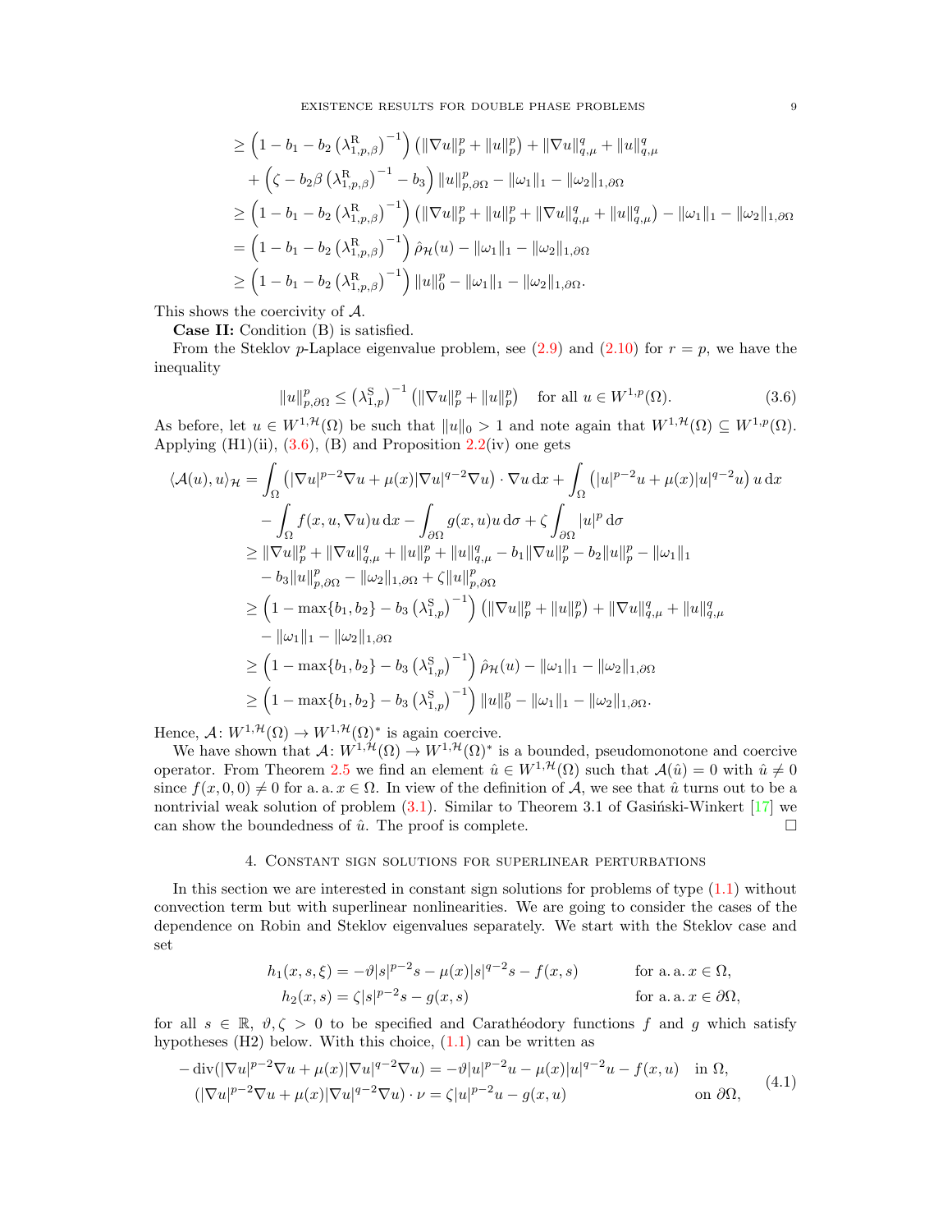$$
\begin{aligned}
&\geq \left(1-b_1-b_2\left(\lambda^{\mathrm{R}}_{1,p,\beta}\right)^{-1}\right)\left(\|\nabla u\|_p^p+\|u\|_p^p\right)+\|\nabla u\|_{q,\mu}^q+\|u\|_{q,\mu}^q\\
&\quad+\left(\zeta-b_2\beta\left(\lambda^{\mathrm{R}}_{1,p,\beta}\right)^{-1}-b_3\right)\|u\|_{p,\partial\Omega}^p-\|\omega_1\|_1-\|\omega_2\|_{1,\partial\Omega}\\
&\geq \left(1-b_1-b_2\left(\lambda^{\mathrm{R}}_{1,p,\beta}\right)^{-1}\right)\left(\|\nabla u\|_p^p+\|u\|_p^p+\|\nabla u\|_{q,\mu}^q+\|u\|_{q,\mu}^q\right)-\|\omega_1\|_1-\|\omega_2\|_{1,\partial\Omega}\\
&= \left(1-b_1-b_2\left(\lambda^{\mathrm{R}}_{1,p,\beta}\right)^{-1}\right)\hat\rho_{\mathcal{H}}(u)-\|\omega_1\|_1-\|\omega_2\|_{1,\partial\Omega}\\
&\geq \left(1-b_1-b_2\left(\lambda^{\mathrm{R}}_{1,p,\beta}\right)^{-1}\right)\|u\|_0^p-\|\omega_1\|_1-\|\omega_2\|_{1,\partial\Omega}.
\end{aligned}
$$

This shows the coercivity of $\mathcal{A}$.

**Case II:** Condition (B) is satisfied.

From the Steklov $p$-Laplace eigenvalue problem, see (2.9) and (2.10) for $r=p$, we have the inequality

$$
\|u\|_{p,\partial\Omega}^p\leq \left(\lambda^{\mathrm{S}}_{1,p}\right)^{-1}\left(\|\nabla u\|_p^p+\|u\|_p^p\right)\quad\text{for all } u\in W^{1,p}(\Omega). \tag{3.6}
$$

As before, let $u\in W^{1,\mathcal{H}}(\Omega)$ be such that $\|u\|_0>1$ and note again that $W^{1,\mathcal{H}}(\Omega)\subseteq W^{1,p}(\Omega)$. Applying (H1)(ii), (3.6), (B) and Proposition 2.2(iv) one gets

$$
\begin{aligned}
\langle \mathcal{A}(u),u\rangle_{\mathcal{H}}&=\int_\Omega\left(|\nabla u|^{p-2}\nabla u+\mu(x)|\nabla u|^{q-2}\nabla u\right)\cdot\nabla u\,\mathrm{d}x+\int_\Omega\left(|u|^{p-2}u+\mu(x)|u|^{q-2}u\right)u\,\mathrm{d}x\\
&\quad-\int_\Omega f(x,u,\nabla u)u\,\mathrm{d}x-\int_{\partial\Omega}g(x,u)u\,\mathrm{d}\sigma+\zeta\int_{\partial\Omega}|u|^p\,\mathrm{d}\sigma\\
&\geq \|\nabla u\|_p^p+\|\nabla u\|_{q,\mu}^q+\|u\|_p^p+\|u\|_{q,\mu}^q-b_1\|\nabla u\|_p^p-b_2\|u\|_p^p-\|\omega_1\|_1\\
&\quad-b_3\|u\|_{p,\partial\Omega}^p-\|\omega_2\|_{1,\partial\Omega}+\zeta\|u\|_{p,\partial\Omega}^p\\
&\geq \left(1-\max\{b_1,b_2\}-b_3\left(\lambda^{\mathrm{S}}_{1,p}\right)^{-1}\right)\left(\|\nabla u\|_p^p+\|u\|_p^p\right)+\|\nabla u\|_{q,\mu}^q+\|u\|_{q,\mu}^q\\
&\quad-\|\omega_1\|_1-\|\omega_2\|_{1,\partial\Omega}\\
&\geq \left(1-\max\{b_1,b_2\}-b_3\left(\lambda^{\mathrm{S}}_{1,p}\right)^{-1}\right)\hat\rho_{\mathcal{H}}(u)-\|\omega_1\|_1-\|\omega_2\|_{1,\partial\Omega}\\
&\geq \left(1-\max\{b_1,b_2\}-b_3\left(\lambda^{\mathrm{S}}_{1,p}\right)^{-1}\right)\|u\|_0^p-\|\omega_1\|_1-\|\omega_2\|_{1,\partial\Omega}.
\end{aligned}
$$

Hence, $\mathcal{A}\colon W^{1,\mathcal{H}}(\Omega)\to W^{1,\mathcal{H}}(\Omega)^*$ is again coercive.

We have shown that $\mathcal{A}\colon W^{1,\mathcal{H}}(\Omega)\to W^{1,\mathcal{H}}(\Omega)^*$ is a bounded, pseudomonotone and coercive operator. From Theorem 2.5 we find an element $\hat u\in W^{1,\mathcal{H}}(\Omega)$ such that $\mathcal{A}(\hat u)=0$ with $\hat u\neq 0$ since $f(x,0,0)\neq 0$ for a. a. $x\in\Omega$. In view of the definition of $\mathcal{A}$, we see that $\hat u$ turns out to be a nontrivial weak solution of problem (3.1). Similar to Theorem 3.1 of Gasiński-Winkert [17] we can show the boundedness of $\hat u$. The proof is complete. □

## 4. Constant sign solutions for superlinear perturbations

In this section we are interested in constant sign solutions for problems of type (1.1) without convection term but with superlinear nonlinearities. We are going to consider the cases of the dependence on Robin and Steklov eigenvalues separately. We start with the Steklov case and set

$$
\begin{aligned}
h_1(x,s,\xi)&=-\vartheta|s|^{p-2}s-\mu(x)|s|^{q-2}s-f(x,s)&&\text{for a. a. } x\in\Omega,\\
h_2(x,s)&=\zeta|s|^{p-2}s-g(x,s)&&\text{for a. a. } x\in\partial\Omega,
\end{aligned}
$$

for all $s\in\mathbb{R}$, $\vartheta,\zeta>0$ to be specified and Carathéodory functions $f$ and $g$ which satisfy hypotheses (H2) below. With this choice, (1.1) can be written as

$$
\begin{aligned}
-\operatorname{div}(|\nabla u|^{p-2}\nabla u+\mu(x)|\nabla u|^{q-2}\nabla u)&=-\vartheta|u|^{p-2}u-\mu(x)|u|^{q-2}u-f(x,u)&&\text{in }\Omega,\\
(|\nabla u|^{p-2}\nabla u+\mu(x)|\nabla u|^{q-2}\nabla u)\cdot\nu&=\zeta|u|^{p-2}u-g(x,u)&&\text{on }\partial\Omega,
\end{aligned}
\tag{4.1}
$$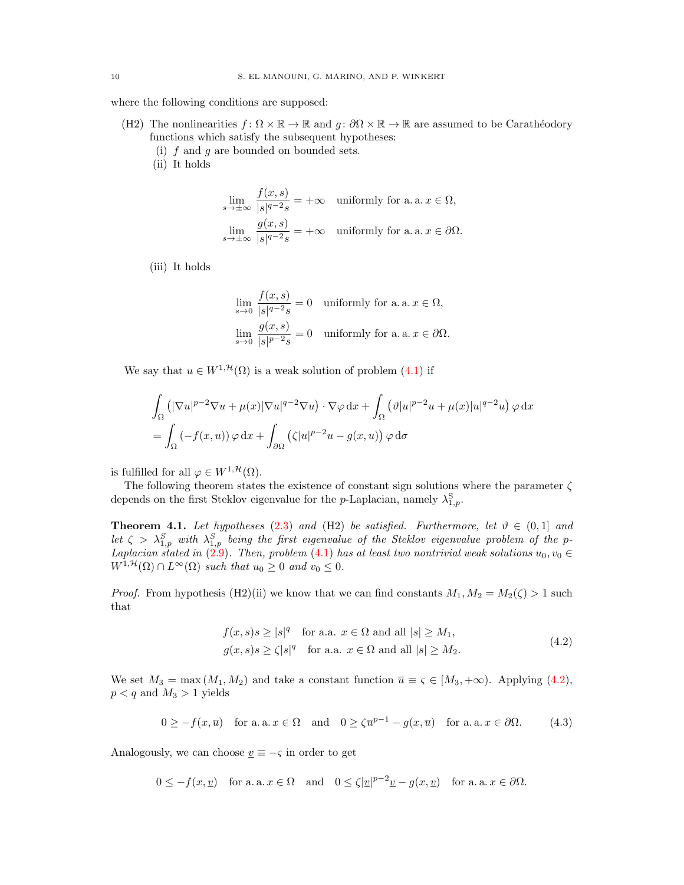where the following conditions are supposed:

(H2) The nonlinearities $f\colon \Omega \times \mathbb{R} \to \mathbb{R}$ and $g\colon \partial\Omega \times \mathbb{R} \to \mathbb{R}$ are assumed to be Carathéodory functions which satisfy the subsequent hypotheses:
  (i) $f$ and $g$ are bounded on bounded sets.
  (ii) It holds

$$\lim_{s\to\pm\infty} \frac{f(x,s)}{|s|^{q-2}s} = +\infty \quad \text{uniformly for a. a. } x \in \Omega,$$
$$\lim_{s\to\pm\infty} \frac{g(x,s)}{|s|^{q-2}s} = +\infty \quad \text{uniformly for a. a. } x \in \partial\Omega.$$

  (iii) It holds

$$\lim_{s\to 0} \frac{f(x,s)}{|s|^{q-2}s} = 0 \quad \text{uniformly for a. a. } x \in \Omega,$$
$$\lim_{s\to 0} \frac{g(x,s)}{|s|^{p-2}s} = 0 \quad \text{uniformly for a. a. } x \in \partial\Omega.$$

We say that $u \in W^{1,\mathcal{H}}(\Omega)$ is a weak solution of problem (4.1) if

$$\begin{aligned}
&\int_\Omega \left(|\nabla u|^{p-2}\nabla u + \mu(x)|\nabla u|^{q-2}\nabla u\right)\cdot\nabla\varphi \,\mathrm{d}x + \int_\Omega \left(\vartheta|u|^{p-2}u + \mu(x)|u|^{q-2}u\right)\varphi\,\mathrm{d}x\\
&= \int_\Omega \left(-f(x,u)\right)\varphi\,\mathrm{d}x + \int_{\partial\Omega}\left(\zeta|u|^{p-2}u - g(x,u)\right)\varphi\,\mathrm{d}\sigma
\end{aligned}$$

is fulfilled for all $\varphi \in W^{1,\mathcal{H}}(\Omega)$.

The following theorem states the existence of constant sign solutions where the parameter $\zeta$ depends on the first Steklov eigenvalue for the $p$-Laplacian, namely $\lambda_{1,p}^{\mathrm{S}}$.

**Theorem 4.1.** *Let hypotheses* (2.3) *and* (H2) *be satisfied. Furthermore, let $\vartheta \in (0,1]$ and let $\zeta > \lambda_{1,p}^S$ with $\lambda_{1,p}^S$ being the first eigenvalue of the Steklov eigenvalue problem of the $p$-Laplacian stated in* (2.9)*. Then, problem* (4.1) *has at least two nontrivial weak solutions $u_0, v_0 \in W^{1,\mathcal{H}}(\Omega) \cap L^\infty(\Omega)$ such that $u_0 \geq 0$ and $v_0 \leq 0$.*

*Proof.* From hypothesis (H2)(ii) we know that we can find constants $M_1, M_2 = M_2(\zeta) > 1$ such that

$$\begin{aligned}
&f(x,s)s \geq |s|^q \quad \text{for a.a. } x \in \Omega \text{ and all } |s| \geq M_1,\\
&g(x,s)s \geq \zeta|s|^q \quad \text{for a.a. } x \in \Omega \text{ and all } |s| \geq M_2.
\end{aligned} \tag{4.2}$$

We set $M_3 = \max(M_1, M_2)$ and take a constant function $\overline{u} \equiv \varsigma \in [M_3, +\infty)$. Applying (4.2), $p < q$ and $M_3 > 1$ yields

$$0 \geq -f(x,\overline{u}) \quad \text{for a. a. } x \in \Omega \quad \text{and} \quad 0 \geq \zeta\overline{u}^{p-1} - g(x,\overline{u}) \quad \text{for a. a. } x \in \partial\Omega. \tag{4.3}$$

Analogously, we can choose $\underline{v} \equiv -\varsigma$ in order to get

$$0 \leq -f(x,\underline{v}) \quad \text{for a. a. } x \in \Omega \quad \text{and} \quad 0 \leq \zeta|\underline{v}|^{p-2}\underline{v} - g(x,\underline{v}) \quad \text{for a. a. } x \in \partial\Omega.$$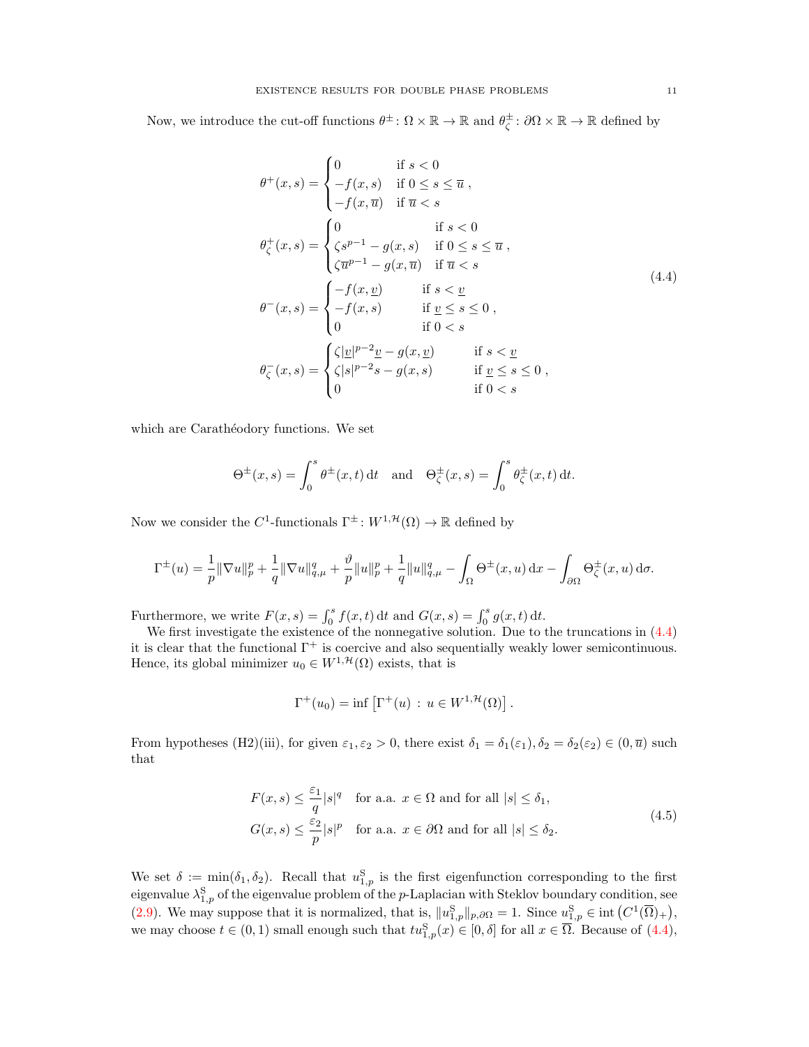Now, we introduce the cut-off functions $\theta^\pm \colon \Omega \times \mathbb{R} \to \mathbb{R}$ and $\theta_\zeta^\pm \colon \partial\Omega \times \mathbb{R} \to \mathbb{R}$ defined by

$$
\begin{aligned}
\theta^+(x,s) &= \begin{cases} 0 & \text{if } s < 0 \\ -f(x,s) & \text{if } 0 \le s \le \overline{u} \\ -f(x,\overline{u}) & \text{if } \overline{u} < s \end{cases}, \\
\theta_\zeta^+(x,s) &= \begin{cases} 0 & \text{if } s < 0 \\ \zeta s^{p-1} - g(x,s) & \text{if } 0 \le s \le \overline{u} \\ \zeta \overline{u}^{p-1} - g(x,\overline{u}) & \text{if } \overline{u} < s \end{cases}, \\
\theta^-(x,s) &= \begin{cases} -f(x,\underline{v}) & \text{if } s < \underline{v} \\ -f(x,s) & \text{if } \underline{v} \le s \le 0 \\ 0 & \text{if } 0 < s \end{cases}, \\
\theta_\zeta^-(x,s) &= \begin{cases} \zeta |\underline{v}|^{p-2}\underline{v} - g(x,\underline{v}) & \text{if } s < \underline{v} \\ \zeta |s|^{p-2} s - g(x,s) & \text{if } \underline{v} \le s \le 0 \\ 0 & \text{if } 0 < s \end{cases},
\end{aligned}
\tag{4.4}
$$

which are Carathéodory functions. We set

$$
\Theta^\pm(x,s) = \int_0^s \theta^\pm(x,t)\,\mathrm{d}t \quad \text{and} \quad \Theta_\zeta^\pm(x,s) = \int_0^s \theta_\zeta^\pm(x,t)\,\mathrm{d}t.
$$

Now we consider the $C^1$-functionals $\Gamma^\pm \colon W^{1,\mathcal{H}}(\Omega) \to \mathbb{R}$ defined by

$$
\Gamma^\pm(u) = \frac{1}{p}\|\nabla u\|_p^p + \frac{1}{q}\|\nabla u\|_{q,\mu}^q + \frac{\vartheta}{p}\|u\|_p^p + \frac{1}{q}\|u\|_{q,\mu}^q - \int_\Omega \Theta^\pm(x,u)\,\mathrm{d}x - \int_{\partial\Omega} \Theta_\zeta^\pm(x,u)\,\mathrm{d}\sigma.
$$

Furthermore, we write $F(x,s) = \int_0^s f(x,t)\,\mathrm{d}t$ and $G(x,s) = \int_0^s g(x,t)\,\mathrm{d}t$.

We first investigate the existence of the nonnegative solution. Due to the truncations in (4.4) it is clear that the functional $\Gamma^+$ is coercive and also sequentially weakly lower semicontinuous. Hence, its global minimizer $u_0 \in W^{1,\mathcal{H}}(\Omega)$ exists, that is

$$
\Gamma^+(u_0) = \inf\left[\Gamma^+(u) \,:\, u \in W^{1,\mathcal{H}}(\Omega)\right].
$$

From hypotheses (H2)(iii), for given $\varepsilon_1, \varepsilon_2 > 0$, there exist $\delta_1 = \delta_1(\varepsilon_1), \delta_2 = \delta_2(\varepsilon_2) \in (0, \overline{u})$ such that

$$
\begin{aligned}
F(x,s) &\le \frac{\varepsilon_1}{q}|s|^q \quad \text{for a.a. } x \in \Omega \text{ and for all } |s| \le \delta_1, \\
G(x,s) &\le \frac{\varepsilon_2}{p}|s|^p \quad \text{for a.a. } x \in \partial\Omega \text{ and for all } |s| \le \delta_2.
\end{aligned}
\tag{4.5}
$$

We set $\delta := \min(\delta_1, \delta_2)$. Recall that $u_{1,p}^{\mathrm{S}}$ is the first eigenfunction corresponding to the first eigenvalue $\lambda_{1,p}^{\mathrm{S}}$ of the eigenvalue problem of the $p$-Laplacian with Steklov boundary condition, see (2.9). We may suppose that it is normalized, that is, $\|u_{1,p}^{\mathrm{S}}\|_{p,\partial\Omega} = 1$. Since $u_{1,p}^{\mathrm{S}} \in \operatorname{int}\left(C^1(\overline{\Omega})_+\right)$, we may choose $t \in (0,1)$ small enough such that $tu_{1,p}^{\mathrm{S}}(x) \in [0,\delta]$ for all $x \in \overline{\Omega}$. Because of (4.4),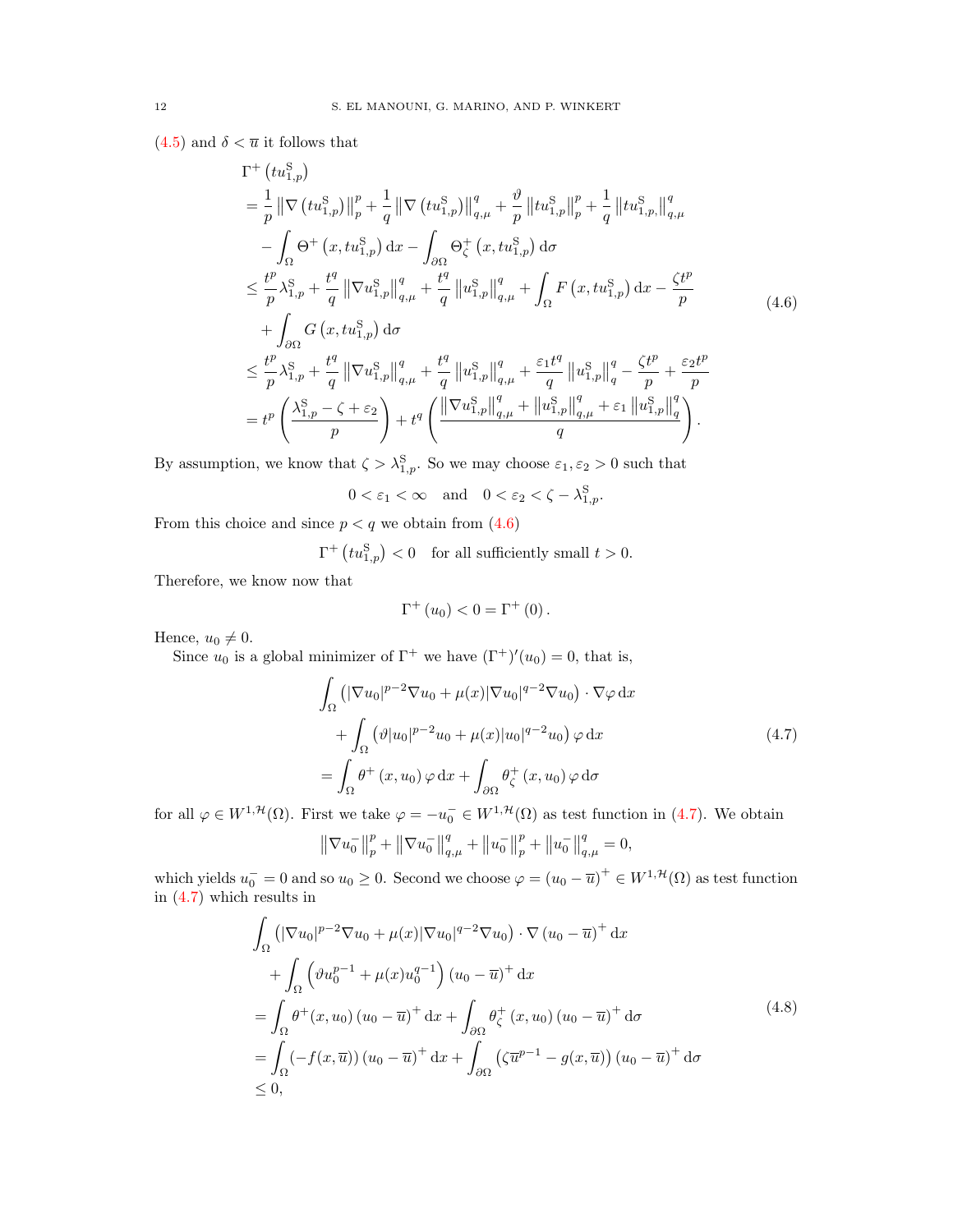(4.5) and $\delta < \overline{u}$ it follows that

$$
\begin{aligned}
&\Gamma^+\left(tu_{1,p}^{\mathrm{S}}\right)\\
&= \frac{1}{p}\left\|\nabla\left(tu_{1,p}^{\mathrm{S}}\right)\right\|_p^p + \frac{1}{q}\left\|\nabla\left(tu_{1,p}^{\mathrm{S}}\right)\right\|_{q,\mu}^q + \frac{\vartheta}{p}\left\|tu_{1,p}^{\mathrm{S}}\right\|_p^p + \frac{1}{q}\left\|tu_{1,p,}^{\mathrm{S}}\right\|_{q,\mu}^q\\
&\quad - \int_\Omega \Theta^+\left(x, tu_{1,p}^{\mathrm{S}}\right)\mathrm{d}x - \int_{\partial\Omega}\Theta_\zeta^+\left(x, tu_{1,p}^{\mathrm{S}}\right)\mathrm{d}\sigma\\
&\leq \frac{t^p}{p}\lambda_{1,p}^{\mathrm{S}} + \frac{t^q}{q}\left\|\nabla u_{1,p}^{\mathrm{S}}\right\|_{q,\mu}^q + \frac{t^q}{q}\left\|u_{1,p}^{\mathrm{S}}\right\|_{q,\mu}^q + \int_\Omega F\left(x, tu_{1,p}^{\mathrm{S}}\right)\mathrm{d}x - \frac{\zeta t^p}{p}\\
&\quad + \int_{\partial\Omega} G\left(x, tu_{1,p}^{\mathrm{S}}\right)\mathrm{d}\sigma\\
&\leq \frac{t^p}{p}\lambda_{1,p}^{\mathrm{S}} + \frac{t^q}{q}\left\|\nabla u_{1,p}^{\mathrm{S}}\right\|_{q,\mu}^q + \frac{t^q}{q}\left\|u_{1,p}^{\mathrm{S}}\right\|_{q,\mu}^q + \frac{\varepsilon_1 t^q}{q}\left\|u_{1,p}^{\mathrm{S}}\right\|_q^q - \frac{\zeta t^p}{p} + \frac{\varepsilon_2 t^p}{p}\\
&= t^p\left(\frac{\lambda_{1,p}^{\mathrm{S}} - \zeta + \varepsilon_2}{p}\right) + t^q\left(\frac{\left\|\nabla u_{1,p}^{\mathrm{S}}\right\|_{q,\mu}^q + \left\|u_{1,p}^{\mathrm{S}}\right\|_{q,\mu}^q + \varepsilon_1\left\|u_{1,p}^{\mathrm{S}}\right\|_q^q}{q}\right).
\end{aligned}
\tag{4.6}
$$

By assumption, we know that $\zeta > \lambda_{1,p}^{\mathrm{S}}$. So we may choose $\varepsilon_1, \varepsilon_2 > 0$ such that

$$
0 < \varepsilon_1 < \infty \quad \text{and} \quad 0 < \varepsilon_2 < \zeta - \lambda_{1,p}^{\mathrm{S}}.
$$

From this choice and since $p < q$ we obtain from (4.6)

$$
\Gamma^+\left(tu_{1,p}^{\mathrm{S}}\right) < 0 \quad \text{for all sufficiently small } t > 0.
$$

Therefore, we know now that

$$
\Gamma^+\left(u_0\right) < 0 = \Gamma^+\left(0\right).
$$

Hence, $u_0 \neq 0$.

Since $u_0$ is a global minimizer of $\Gamma^+$ we have $(\Gamma^+)'(u_0) = 0$, that is,

$$
\begin{aligned}
&\int_\Omega \left(|\nabla u_0|^{p-2}\nabla u_0 + \mu(x)|\nabla u_0|^{q-2}\nabla u_0\right)\cdot\nabla\varphi\,\mathrm{d}x\\
&\quad + \int_\Omega\left(\vartheta|u_0|^{p-2}u_0 + \mu(x)|u_0|^{q-2}u_0\right)\varphi\,\mathrm{d}x\\
&= \int_\Omega \theta^+\left(x, u_0\right)\varphi\,\mathrm{d}x + \int_{\partial\Omega}\theta_\zeta^+\left(x, u_0\right)\varphi\,\mathrm{d}\sigma
\end{aligned}
\tag{4.7}
$$

for all $\varphi \in W^{1,\mathcal{H}}(\Omega)$. First we take $\varphi = -u_0^- \in W^{1,\mathcal{H}}(\Omega)$ as test function in (4.7). We obtain

$$
\left\|\nabla u_0^-\right\|_p^p + \left\|\nabla u_0^-\right\|_{q,\mu}^q + \left\|u_0^-\right\|_p^p + \left\|u_0^-\right\|_{q,\mu}^q = 0,
$$

which yields $u_0^- = 0$ and so $u_0 \geq 0$. Second we choose $\varphi = (u_0 - \overline{u})^+ \in W^{1,\mathcal{H}}(\Omega)$ as test function in (4.7) which results in

$$
\begin{aligned}
&\int_\Omega \left(|\nabla u_0|^{p-2}\nabla u_0 + \mu(x)|\nabla u_0|^{q-2}\nabla u_0\right)\cdot\nabla\left(u_0 - \overline{u}\right)^+\mathrm{d}x\\
&\quad + \int_\Omega\left(\vartheta u_0^{p-1} + \mu(x)u_0^{q-1}\right)\left(u_0 - \overline{u}\right)^+\mathrm{d}x\\
&= \int_\Omega \theta^+(x, u_0)\left(u_0 - \overline{u}\right)^+\mathrm{d}x + \int_{\partial\Omega}\theta_\zeta^+\left(x, u_0\right)\left(u_0 - \overline{u}\right)^+\mathrm{d}\sigma\\
&= \int_\Omega\left(-f(x, \overline{u})\right)\left(u_0 - \overline{u}\right)^+\mathrm{d}x + \int_{\partial\Omega}\left(\zeta\overline{u}^{p-1} - g(x, \overline{u})\right)\left(u_0 - \overline{u}\right)^+\mathrm{d}\sigma\\
&\leq 0,
\end{aligned}
\tag{4.8}
$$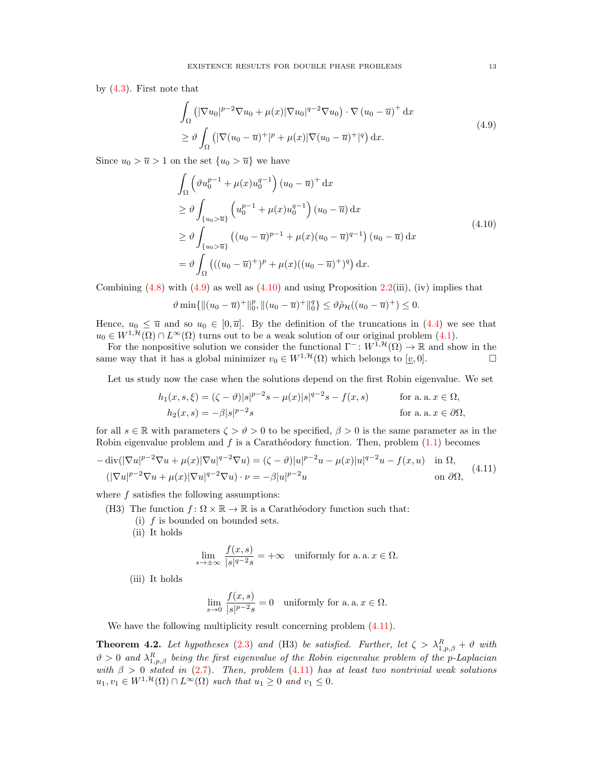by (4.3). First note that

$$
\begin{aligned}
&\int_\Omega \left(|\nabla u_0|^{p-2}\nabla u_0 + \mu(x)|\nabla u_0|^{q-2}\nabla u_0\right) \cdot \nabla \left(u_0 - \overline{u}\right)^+ \mathrm{d}x \\
&\geq \vartheta \int_\Omega \left(|\nabla (u_0 - \overline{u})^+|^p + \mu(x)|\nabla (u_0 - \overline{u})^+|^q\right) \mathrm{d}x.
\end{aligned}
\tag{4.9}
$$

Since $u_0 > \overline{u} > 1$ on the set $\{u_0 > \overline{u}\}$ we have

$$
\begin{aligned}
&\int_\Omega \left(\vartheta u_0^{p-1} + \mu(x) u_0^{q-1}\right) (u_0 - \overline{u})^+ \,\mathrm{d}x \\
&\geq \vartheta \int_{\{u_0 > \overline{u}\}} \left(u_0^{p-1} + \mu(x) u_0^{q-1}\right) (u_0 - \overline{u}) \,\mathrm{d}x \\
&\geq \vartheta \int_{\{u_0 > \overline{u}\}} \left((u_0 - \overline{u})^{p-1} + \mu(x)(u_0 - \overline{u})^{q-1}\right) (u_0 - \overline{u}) \,\mathrm{d}x \\
&= \vartheta \int_\Omega \left(((u_0 - \overline{u})^+)^p + \mu(x)((u_0 - \overline{u})^+)^q\right) \mathrm{d}x.
\end{aligned}
\tag{4.10}
$$

Combining (4.8) with (4.9) as well as (4.10) and using Proposition 2.2(iii), (iv) implies that

$$
\vartheta \min\{\|(u_0 - \overline{u})^+\|_0^p, \|(u_0 - \overline{u})^+\|_0^q\} \leq \vartheta \hat{\rho}_{\mathcal{H}}((u_0 - \overline{u})^+) \leq 0.
$$

Hence, $u_0 \leq \overline{u}$ and so $u_0 \in [0, \overline{u}]$. By the definition of the truncations in (4.4) we see that $u_0 \in W^{1,\mathcal{H}}(\Omega) \cap L^\infty(\Omega)$ turns out to be a weak solution of our original problem (4.1).

For the nonpositive solution we consider the functional $\Gamma^- \colon W^{1,\mathcal{H}}(\Omega) \to \mathbb{R}$ and show in the same way that it has a global minimizer $v_0 \in W^{1,\mathcal{H}}(\Omega)$ which belongs to $[\underline{v}, 0]$. $\square$

Let us study now the case when the solutions depend on the first Robin eigenvalue. We set

$$
\begin{aligned}
h_1(x,s,\xi) &= (\zeta - \vartheta)|s|^{p-2}s - \mu(x)|s|^{q-2}s - f(x,s) \qquad &&\text{for a. a. } x \in \Omega, \\
h_2(x,s) &= -\beta |s|^{p-2}s &&\text{for a. a. } x \in \partial\Omega,
\end{aligned}
$$

for all $s \in \mathbb{R}$ with parameters $\zeta > \vartheta > 0$ to be specified, $\beta > 0$ is the same parameter as in the Robin eigenvalue problem and $f$ is a Carathéodory function. Then, problem (1.1) becomes

$$
\begin{aligned}
-\operatorname{div}(|\nabla u|^{p-2}\nabla u + \mu(x)|\nabla u|^{q-2}\nabla u) &= (\zeta - \vartheta)|u|^{p-2}u - \mu(x)|u|^{q-2}u - f(x,u) \quad &&\text{in } \Omega, \\
(|\nabla u|^{p-2}\nabla u + \mu(x)|\nabla u|^{q-2}\nabla u) \cdot \nu &= -\beta |u|^{p-2}u &&\text{on } \partial\Omega,
\end{aligned}
\tag{4.11}
$$

where $f$ satisfies the following assumptions:

(H3) The function $f \colon \Omega \times \mathbb{R} \to \mathbb{R}$ is a Carathéodory function such that:

(i) $f$ is bounded on bounded sets.

(ii) It holds

$$
\lim_{s \to \pm\infty} \frac{f(x,s)}{|s|^{q-2}s} = +\infty \quad \text{uniformly for a. a. } x \in \Omega.
$$

(iii) It holds

$$
\lim_{s \to 0} \frac{f(x,s)}{|s|^{p-2}s} = 0 \quad \text{uniformly for a. a. } x \in \Omega.
$$

We have the following multiplicity result concerning problem (4.11).

**Theorem 4.2.** *Let hypotheses (2.3) and (H3) be satisfied. Further, let $\zeta > \lambda_{1,p,\beta}^R + \vartheta$ with $\vartheta > 0$ and $\lambda_{1,p,\beta}^R$ being the first eigenvalue of the Robin eigenvalue problem of the p-Laplacian with $\beta > 0$ stated in (2.7). Then, problem (4.11) has at least two nontrivial weak solutions $u_1, v_1 \in W^{1,\mathcal{H}}(\Omega) \cap L^\infty(\Omega)$ such that $u_1 \geq 0$ and $v_1 \leq 0$.*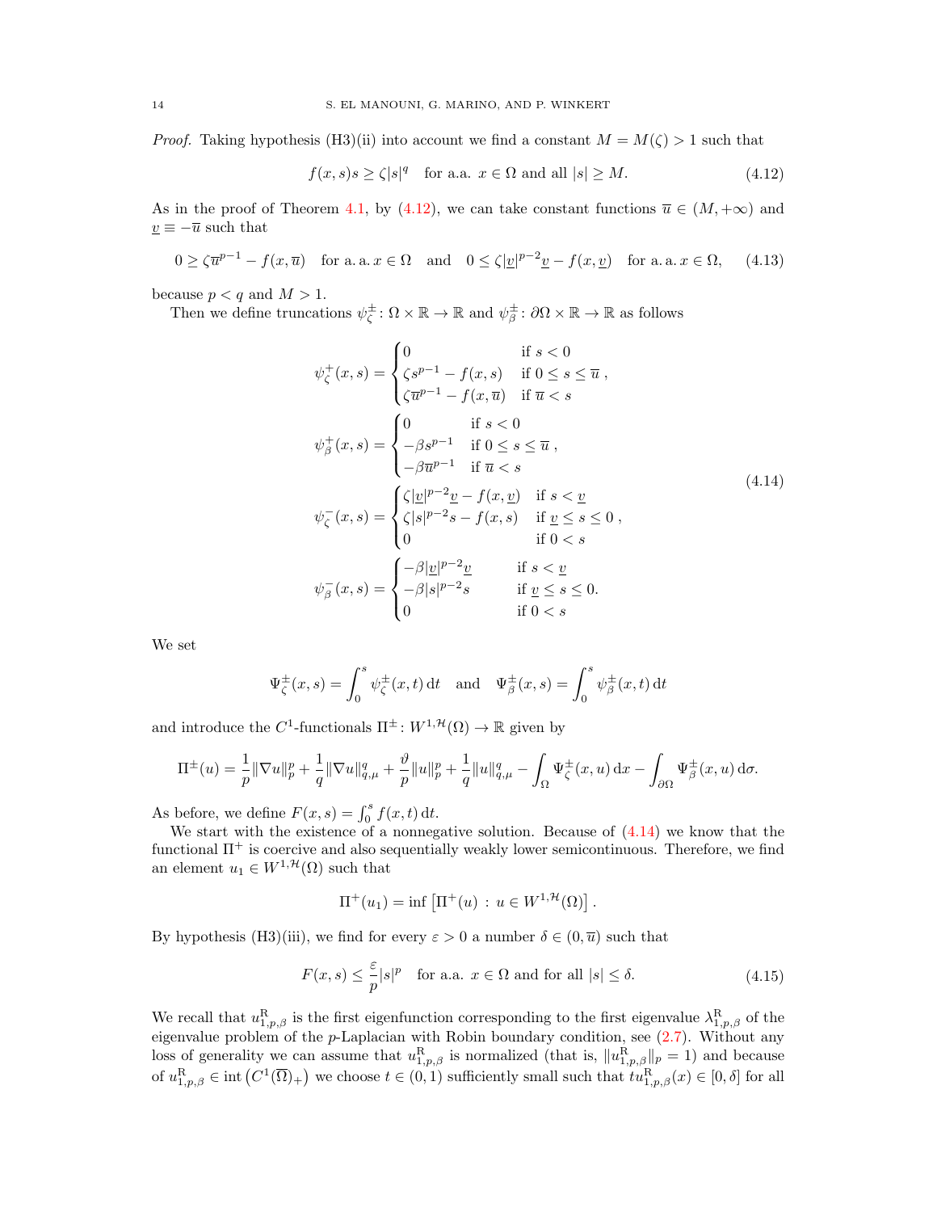*Proof.* Taking hypothesis (H3)(ii) into account we find a constant $M = M(\zeta) > 1$ such that

$$f(x,s)s \geq \zeta |s|^q \quad \text{for a.a. } x \in \Omega \text{ and all } |s| \geq M. \tag{4.12}$$

As in the proof of Theorem 4.1, by (4.12), we can take constant functions $\overline{u} \in (M, +\infty)$ and $\underline{v} \equiv -\overline{u}$ such that

$$0 \geq \zeta \overline{u}^{p-1} - f(x, \overline{u}) \quad \text{for a. a. } x \in \Omega \quad \text{and} \quad 0 \leq \zeta |\underline{v}|^{p-2}\underline{v} - f(x, \underline{v}) \quad \text{for a. a. } x \in \Omega, \tag{4.13}$$

because $p < q$ and $M > 1$.

Then we define truncations $\psi_\zeta^\pm \colon \Omega \times \mathbb{R} \to \mathbb{R}$ and $\psi_\beta^\pm \colon \partial\Omega \times \mathbb{R} \to \mathbb{R}$ as follows

$$\begin{aligned}
\psi_\zeta^+(x,s) &= \begin{cases} 0 & \text{if } s < 0 \\ \zeta s^{p-1} - f(x,s) & \text{if } 0 \leq s \leq \overline{u} \\ \zeta \overline{u}^{p-1} - f(x, \overline{u}) & \text{if } \overline{u} < s \end{cases}, \\
\psi_\beta^+(x,s) &= \begin{cases} 0 & \text{if } s < 0 \\ -\beta s^{p-1} & \text{if } 0 \leq s \leq \overline{u} \\ -\beta \overline{u}^{p-1} & \text{if } \overline{u} < s \end{cases}, \\
\psi_\zeta^-(x,s) &= \begin{cases} \zeta |\underline{v}|^{p-2}\underline{v} - f(x, \underline{v}) & \text{if } s < \underline{v} \\ \zeta |s|^{p-2}s - f(x,s) & \text{if } \underline{v} \leq s \leq 0 \\ 0 & \text{if } 0 < s \end{cases}, \\
\psi_\beta^-(x,s) &= \begin{cases} -\beta |\underline{v}|^{p-2}\underline{v} & \text{if } s < \underline{v} \\ -\beta |s|^{p-2}s & \text{if } \underline{v} \leq s \leq 0. \\ 0 & \text{if } 0 < s \end{cases}
\end{aligned} \tag{4.14}$$

We set

$$\Psi_\zeta^\pm(x,s) = \int_0^s \psi_\zeta^\pm(x,t)\,\mathrm{d}t \quad \text{and} \quad \Psi_\beta^\pm(x,s) = \int_0^s \psi_\beta^\pm(x,t)\,\mathrm{d}t$$

and introduce the $C^1$-functionals $\Pi^\pm \colon W^{1,\mathcal{H}}(\Omega) \to \mathbb{R}$ given by

$$\Pi^\pm(u) = \frac{1}{p}\|\nabla u\|_p^p + \frac{1}{q}\|\nabla u\|_{q,\mu}^q + \frac{\vartheta}{p}\|u\|_p^p + \frac{1}{q}\|u\|_{q,\mu}^q - \int_\Omega \Psi_\zeta^\pm(x,u)\,\mathrm{d}x - \int_{\partial\Omega} \Psi_\beta^\pm(x,u)\,\mathrm{d}\sigma.$$

As before, we define $F(x,s) = \int_0^s f(x,t)\,\mathrm{d}t$.

We start with the existence of a nonnegative solution. Because of (4.14) we know that the functional $\Pi^+$ is coercive and also sequentially weakly lower semicontinuous. Therefore, we find an element $u_1 \in W^{1,\mathcal{H}}(\Omega)$ such that

$$\Pi^+(u_1) = \inf \left[\Pi^+(u) \,:\, u \in W^{1,\mathcal{H}}(\Omega)\right].$$

By hypothesis (H3)(iii), we find for every $\varepsilon > 0$ a number $\delta \in (0, \overline{u})$ such that

$$F(x,s) \leq \frac{\varepsilon}{p}|s|^p \quad \text{for a.a. } x \in \Omega \text{ and for all } |s| \leq \delta. \tag{4.15}$$

We recall that $u_{1,p,\beta}^{\mathrm{R}}$ is the first eigenfunction corresponding to the first eigenvalue $\lambda_{1,p,\beta}^{\mathrm{R}}$ of the eigenvalue problem of the $p$-Laplacian with Robin boundary condition, see (2.7). Without any loss of generality we can assume that $u_{1,p,\beta}^{\mathrm{R}}$ is normalized (that is, $\|u_{1,p,\beta}^{\mathrm{R}}\|_p = 1$) and because of $u_{1,p,\beta}^{\mathrm{R}} \in \operatorname{int}\left(C^1(\overline{\Omega})_+\right)$ we choose $t \in (0,1)$ sufficiently small such that $tu_{1,p,\beta}^{\mathrm{R}}(x) \in [0, \delta]$ for all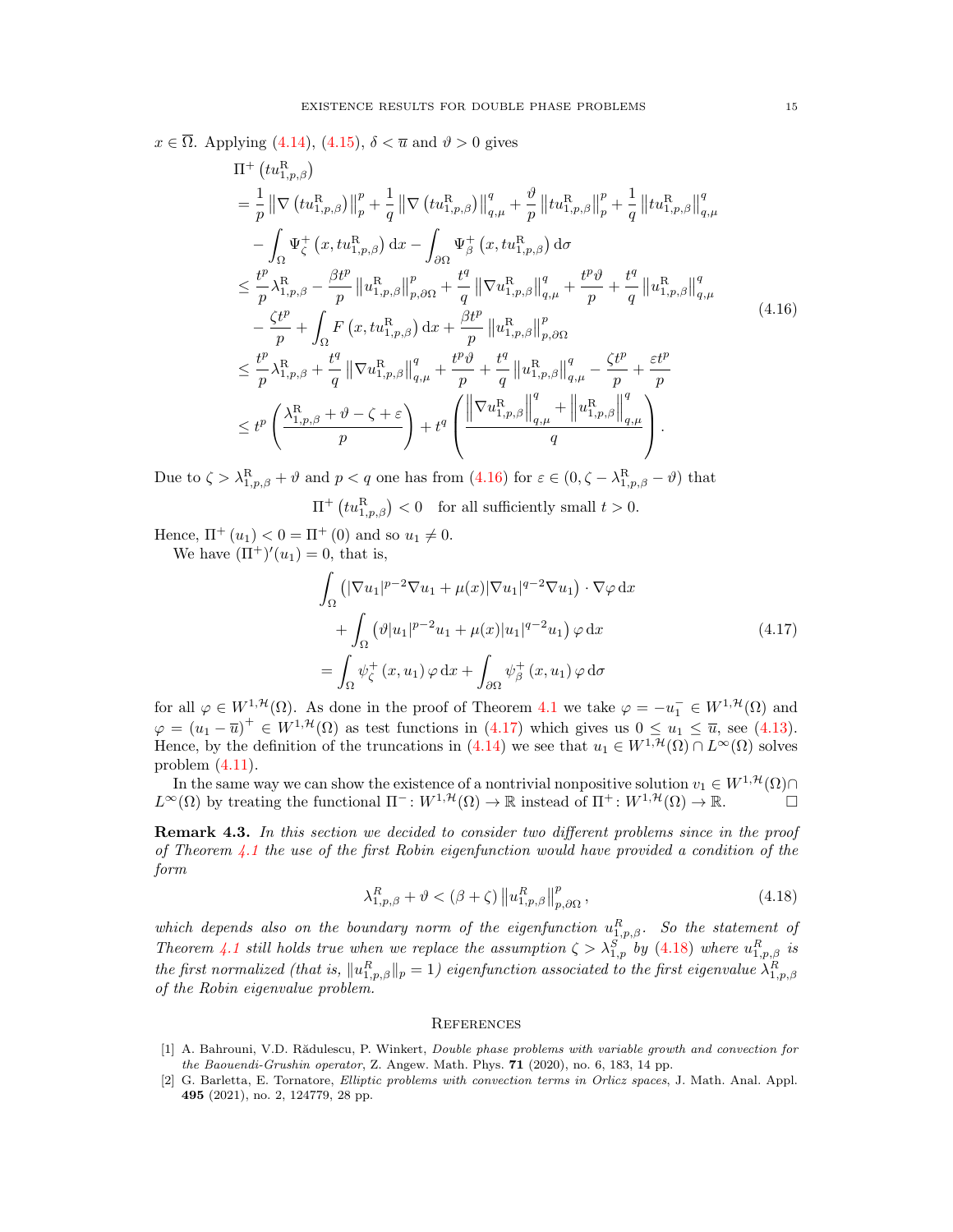$x \in \overline{\Omega}$. Applying (4.14), (4.15), $\delta < \overline{u}$ and $\vartheta > 0$ gives

$$
\begin{aligned}
&\Pi^+\left(tu^{\mathrm{R}}_{1,p,\beta}\right)\\
&= \frac{1}{p}\left\|\nabla\left(tu^{\mathrm{R}}_{1,p,\beta}\right)\right\|_p^p + \frac{1}{q}\left\|\nabla\left(tu^{\mathrm{R}}_{1,p,\beta}\right)\right\|_{q,\mu}^q + \frac{\vartheta}{p}\left\|tu^{\mathrm{R}}_{1,p,\beta}\right\|_p^p + \frac{1}{q}\left\|tu^{\mathrm{R}}_{1,p,\beta}\right\|_{q,\mu}^q\\
&\quad - \int_\Omega \Psi_\zeta^+\left(x, tu^{\mathrm{R}}_{1,p,\beta}\right)\mathrm{d}x - \int_{\partial\Omega}\Psi_\beta^+\left(x, tu^{\mathrm{R}}_{1,p,\beta}\right)\mathrm{d}\sigma\\
&\leq \frac{t^p}{p}\lambda^{\mathrm{R}}_{1,p,\beta} - \frac{\beta t^p}{p}\left\|u^{\mathrm{R}}_{1,p,\beta}\right\|_{p,\partial\Omega}^p + \frac{t^q}{q}\left\|\nabla u^{\mathrm{R}}_{1,p,\beta}\right\|_{q,\mu}^q + \frac{t^p\vartheta}{p} + \frac{t^q}{q}\left\|u^{\mathrm{R}}_{1,p,\beta}\right\|_{q,\mu}^q\\
&\quad - \frac{\zeta t^p}{p} + \int_\Omega F\left(x, tu^{\mathrm{R}}_{1,p,\beta}\right)\mathrm{d}x + \frac{\beta t^p}{p}\left\|u^{\mathrm{R}}_{1,p,\beta}\right\|_{p,\partial\Omega}^p\\
&\leq \frac{t^p}{p}\lambda^{\mathrm{R}}_{1,p,\beta} + \frac{t^q}{q}\left\|\nabla u^{\mathrm{R}}_{1,p,\beta}\right\|_{q,\mu}^q + \frac{t^p\vartheta}{p} + \frac{t^q}{q}\left\|u^{\mathrm{R}}_{1,p,\beta}\right\|_{q,\mu}^q - \frac{\zeta t^p}{p} + \frac{\varepsilon t^p}{p}\\
&\leq t^p\left(\frac{\lambda^{\mathrm{R}}_{1,p,\beta} + \vartheta - \zeta + \varepsilon}{p}\right) + t^q\left(\frac{\left\|\nabla u^{\mathrm{R}}_{1,p,\beta}\right\|_{q,\mu}^q + \left\|u^{\mathrm{R}}_{1,p,\beta}\right\|_{q,\mu}^q}{q}\right).
\end{aligned}
\tag{4.16}
$$

Due to $\zeta > \lambda^{\mathrm{R}}_{1,p,\beta} + \vartheta$ and $p < q$ one has from (4.16) for $\varepsilon \in (0, \zeta - \lambda^{\mathrm{R}}_{1,p,\beta} - \vartheta)$ that

$$
\Pi^+\left(tu^{\mathrm{R}}_{1,p,\beta}\right) < 0 \quad \text{for all sufficiently small } t > 0.
$$

Hence, $\Pi^+(u_1) < 0 = \Pi^+(0)$ and so $u_1 \neq 0$.

We have $(\Pi^+)'(u_1) = 0$, that is,

$$
\begin{aligned}
&\int_\Omega \left(|\nabla u_1|^{p-2}\nabla u_1 + \mu(x)|\nabla u_1|^{q-2}\nabla u_1\right)\cdot\nabla\varphi\,\mathrm{d}x\\
&\quad + \int_\Omega\left(\vartheta|u_1|^{p-2}u_1 + \mu(x)|u_1|^{q-2}u_1\right)\varphi\,\mathrm{d}x\\
&= \int_\Omega \psi_\zeta^+(x, u_1)\,\varphi\,\mathrm{d}x + \int_{\partial\Omega}\psi_\beta^+(x, u_1)\,\varphi\,\mathrm{d}\sigma
\end{aligned}
\tag{4.17}
$$

for all $\varphi \in W^{1,\mathcal{H}}(\Omega)$. As done in the proof of Theorem 4.1 we take $\varphi = -u_1^- \in W^{1,\mathcal{H}}(\Omega)$ and $\varphi = (u_1 - \overline{u})^+ \in W^{1,\mathcal{H}}(\Omega)$ as test functions in (4.17) which gives us $0 \leq u_1 \leq \overline{u}$, see (4.13). Hence, by the definition of the truncations in (4.14) we see that $u_1 \in W^{1,\mathcal{H}}(\Omega) \cap L^\infty(\Omega)$ solves problem (4.11).

In the same way we can show the existence of a nontrivial nonpositive solution $v_1 \in W^{1,\mathcal{H}}(\Omega) \cap L^\infty(\Omega)$ by treating the functional $\Pi^-\colon W^{1,\mathcal{H}}(\Omega) \to \mathbb{R}$ instead of $\Pi^+\colon W^{1,\mathcal{H}}(\Omega) \to \mathbb{R}$. ◻

**Remark 4.3.** *In this section we decided to consider two different problems since in the proof of Theorem 4.1 the use of the first Robin eigenfunction would have provided a condition of the form*

$$
\lambda^R_{1,p,\beta} + \vartheta < (\beta + \zeta)\left\|u^R_{1,p,\beta}\right\|_{p,\partial\Omega}^p,
\tag{4.18}
$$

*which depends also on the boundary norm of the eigenfunction $u^R_{1,p,\beta}$. So the statement of Theorem 4.1 still holds true when we replace the assumption $\zeta > \lambda^S_{1,p}$ by (4.18) where $u^R_{1,p,\beta}$ is the first normalized (that is, $\|u^R_{1,p,\beta}\|_p = 1$) eigenfunction associated to the first eigenvalue $\lambda^R_{1,p,\beta}$ of the Robin eigenvalue problem.*

## References

[1] A. Bahrouni, V.D. Rădulescu, P. Winkert, *Double phase problems with variable growth and convection for the Baouendi-Grushin operator*, Z. Angew. Math. Phys. **71** (2020), no. 6, 183, 14 pp.

[2] G. Barletta, E. Tornatore, *Elliptic problems with convection terms in Orlicz spaces*, J. Math. Anal. Appl. **495** (2021), no. 2, 124779, 28 pp.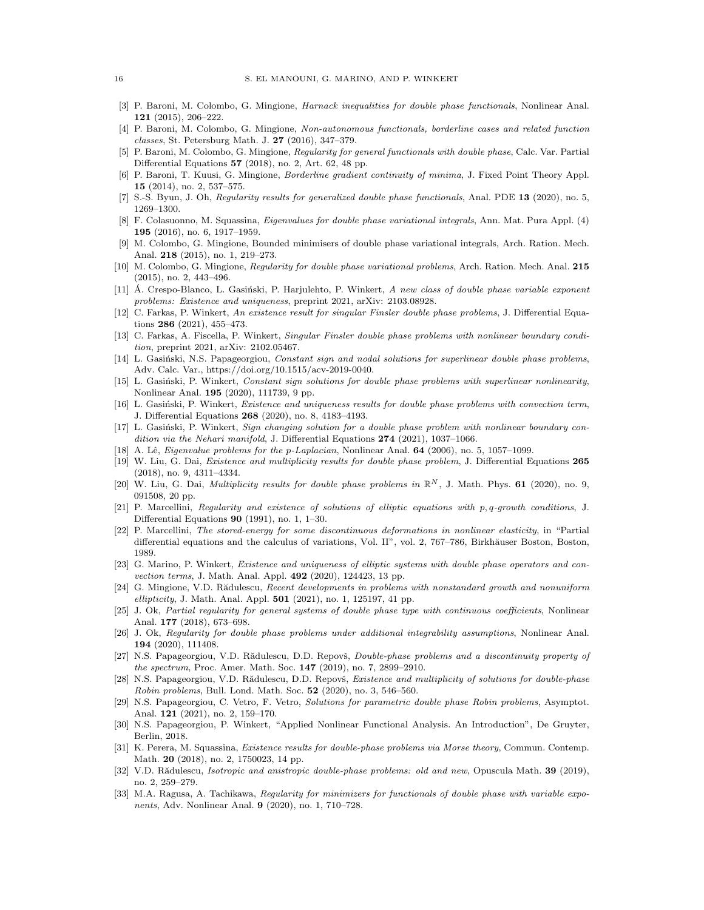- [3] P. Baroni, M. Colombo, G. Mingione, *Harnack inequalities for double phase functionals*, Nonlinear Anal. **121** (2015), 206–222.
- [4] P. Baroni, M. Colombo, G. Mingione, *Non-autonomous functionals, borderline cases and related function classes*, St. Petersburg Math. J. **27** (2016), 347–379.
- [5] P. Baroni, M. Colombo, G. Mingione, *Regularity for general functionals with double phase*, Calc. Var. Partial Differential Equations **57** (2018), no. 2, Art. 62, 48 pp.
- [6] P. Baroni, T. Kuusi, G. Mingione, *Borderline gradient continuity of minima*, J. Fixed Point Theory Appl. **15** (2014), no. 2, 537–575.
- [7] S.-S. Byun, J. Oh, *Regularity results for generalized double phase functionals*, Anal. PDE **13** (2020), no. 5, 1269–1300.
- [8] F. Colasuonno, M. Squassina, *Eigenvalues for double phase variational integrals*, Ann. Mat. Pura Appl. (4) **195** (2016), no. 6, 1917–1959.
- [9] M. Colombo, G. Mingione, Bounded minimisers of double phase variational integrals, Arch. Ration. Mech. Anal. **218** (2015), no. 1, 219–273.
- [10] M. Colombo, G. Mingione, *Regularity for double phase variational problems*, Arch. Ration. Mech. Anal. **215** (2015), no. 2, 443–496.
- [11] Á. Crespo-Blanco, L. Gasiński, P. Harjulehto, P. Winkert, *A new class of double phase variable exponent problems: Existence and uniqueness*, preprint 2021, arXiv: 2103.08928.
- [12] C. Farkas, P. Winkert, *An existence result for singular Finsler double phase problems*, J. Differential Equations **286** (2021), 455–473.
- [13] C. Farkas, A. Fiscella, P. Winkert, *Singular Finsler double phase problems with nonlinear boundary condition*, preprint 2021, arXiv: 2102.05467.
- [14] L. Gasiński, N.S. Papageorgiou, *Constant sign and nodal solutions for superlinear double phase problems*, Adv. Calc. Var., https://doi.org/10.1515/acv-2019-0040.
- [15] L. Gasiński, P. Winkert, *Constant sign solutions for double phase problems with superlinear nonlinearity*, Nonlinear Anal. **195** (2020), 111739, 9 pp.
- [16] L. Gasiński, P. Winkert, *Existence and uniqueness results for double phase problems with convection term*, J. Differential Equations **268** (2020), no. 8, 4183–4193.
- [17] L. Gasiński, P. Winkert, *Sign changing solution for a double phase problem with nonlinear boundary condition via the Nehari manifold*, J. Differential Equations **274** (2021), 1037–1066.
- [18] A. Lê, *Eigenvalue problems for the p-Laplacian*, Nonlinear Anal. **64** (2006), no. 5, 1057–1099.
- [19] W. Liu, G. Dai, *Existence and multiplicity results for double phase problem*, J. Differential Equations **265** (2018), no. 9, 4311–4334.
- [20] W. Liu, G. Dai, *Multiplicity results for double phase problems in* $\mathbb{R}^N$, J. Math. Phys. **61** (2020), no. 9, 091508, 20 pp.
- [21] P. Marcellini, *Regularity and existence of solutions of elliptic equations with p, q-growth conditions*, J. Differential Equations **90** (1991), no. 1, 1–30.
- [22] P. Marcellini, *The stored-energy for some discontinuous deformations in nonlinear elasticity*, in "Partial differential equations and the calculus of variations, Vol. II", vol. 2, 767–786, Birkhäuser Boston, Boston, 1989.
- [23] G. Marino, P. Winkert, *Existence and uniqueness of elliptic systems with double phase operators and convection terms*, J. Math. Anal. Appl. **492** (2020), 124423, 13 pp.
- [24] G. Mingione, V.D. Rădulescu, *Recent developments in problems with nonstandard growth and nonuniform ellipticity*, J. Math. Anal. Appl. **501** (2021), no. 1, 125197, 41 pp.
- [25] J. Ok, *Partial regularity for general systems of double phase type with continuous coefficients*, Nonlinear Anal. **177** (2018), 673–698.
- [26] J. Ok, *Regularity for double phase problems under additional integrability assumptions*, Nonlinear Anal. **194** (2020), 111408.
- [27] N.S. Papageorgiou, V.D. Rădulescu, D.D. Repovš, *Double-phase problems and a discontinuity property of the spectrum*, Proc. Amer. Math. Soc. **147** (2019), no. 7, 2899–2910.
- [28] N.S. Papageorgiou, V.D. Rădulescu, D.D. Repovš, *Existence and multiplicity of solutions for double-phase Robin problems*, Bull. Lond. Math. Soc. **52** (2020), no. 3, 546–560.
- [29] N.S. Papageorgiou, C. Vetro, F. Vetro, *Solutions for parametric double phase Robin problems*, Asymptot. Anal. **121** (2021), no. 2, 159–170.
- [30] N.S. Papageorgiou, P. Winkert, "Applied Nonlinear Functional Analysis. An Introduction", De Gruyter, Berlin, 2018.
- [31] K. Perera, M. Squassina, *Existence results for double-phase problems via Morse theory*, Commun. Contemp. Math. **20** (2018), no. 2, 1750023, 14 pp.
- [32] V.D. Rădulescu, *Isotropic and anistropic double-phase problems: old and new*, Opuscula Math. **39** (2019), no. 2, 259–279.
- [33] M.A. Ragusa, A. Tachikawa, *Regularity for minimizers for functionals of double phase with variable exponents*, Adv. Nonlinear Anal. **9** (2020), no. 1, 710–728.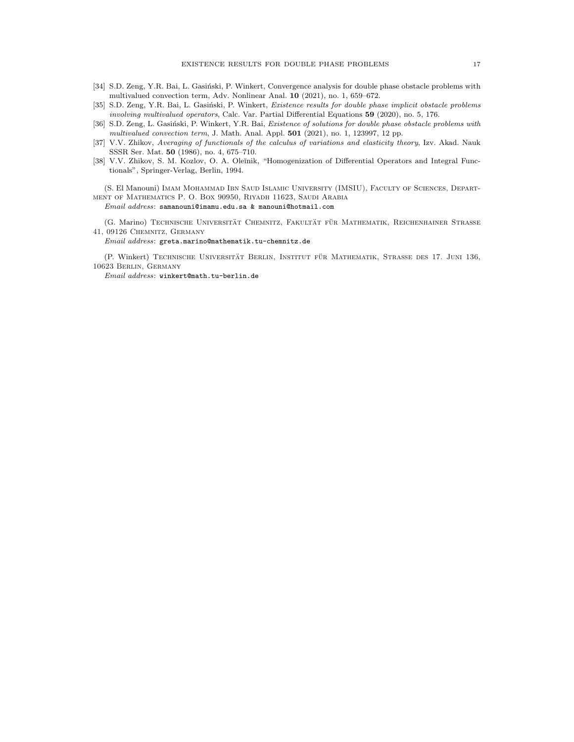[34] S.D. Zeng, Y.R. Bai, L. Gasiński, P. Winkert, Convergence analysis for double phase obstacle problems with multivalued convection term, Adv. Nonlinear Anal. **10** (2021), no. 1, 659–672.

[35] S.D. Zeng, Y.R. Bai, L. Gasiński, P. Winkert, *Existence results for double phase implicit obstacle problems involving multivalued operators*, Calc. Var. Partial Differential Equations **59** (2020), no. 5, 176.

[36] S.D. Zeng, L. Gasiński, P. Winkert, Y.R. Bai, *Existence of solutions for double phase obstacle problems with multivalued convection term*, J. Math. Anal. Appl. **501** (2021), no. 1, 123997, 12 pp.

[37] V.V. Zhikov, *Averaging of functionals of the calculus of variations and elasticity theory*, Izv. Akad. Nauk SSSR Ser. Mat. **50** (1986), no. 4, 675–710.

[38] V.V. Zhikov, S. M. Kozlov, O. A. Oleĭnik, "Homogenization of Differential Operators and Integral Functionals", Springer-Verlag, Berlin, 1994.

(S. El Manouni) Imam Mohammad Ibn Saud Islamic University (IMSIU), Faculty of Sciences, Department of Mathematics P. O. Box 90950, Riyadh 11623, Saudi Arabia

*Email address*: samanouni@imamu.edu.sa & manouni@hotmail.com

(G. Marino) Technische Universität Chemnitz, Fakultät für Mathematik, Reichenhainer Strasse 41, 09126 Chemnitz, Germany

*Email address*: greta.marino@mathematik.tu-chemnitz.de

(P. Winkert) Technische Universität Berlin, Institut für Mathematik, Strasse des 17. Juni 136, 10623 Berlin, Germany

*Email address*: winkert@math.tu-berlin.de